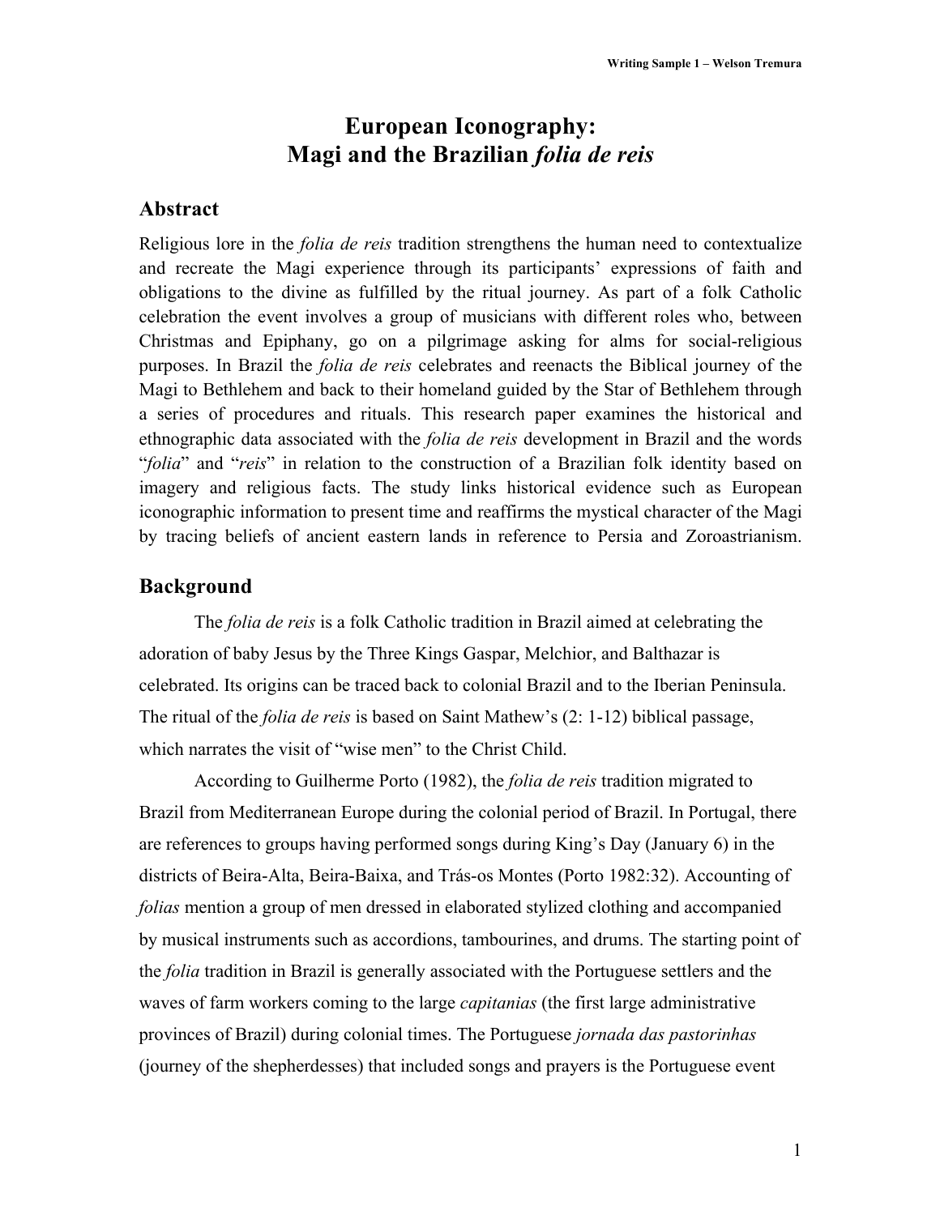# European Iconography:
# Magi and the Brazilian *folia de reis*

## Abstract

Religious lore in the *folia de reis* tradition strengthens the human need to contextualize and recreate the Magi experience through its participants' expressions of faith and obligations to the divine as fulfilled by the ritual journey. As part of a folk Catholic celebration the event involves a group of musicians with different roles who, between Christmas and Epiphany, go on a pilgrimage asking for alms for social-religious purposes. In Brazil the *folia de reis* celebrates and reenacts the Biblical journey of the Magi to Bethlehem and back to their homeland guided by the Star of Bethlehem through a series of procedures and rituals. This research paper examines the historical and ethnographic data associated with the *folia de reis* development in Brazil and the words "*folia*" and "*reis*" in relation to the construction of a Brazilian folk identity based on imagery and religious facts. The study links historical evidence such as European iconographic information to present time and reaffirms the mystical character of the Magi by tracing beliefs of ancient eastern lands in reference to Persia and Zoroastrianism.

## Background

The *folia de reis* is a folk Catholic tradition in Brazil aimed at celebrating the adoration of baby Jesus by the Three Kings Gaspar, Melchior, and Balthazar is celebrated. Its origins can be traced back to colonial Brazil and to the Iberian Peninsula. The ritual of the *folia de reis* is based on Saint Mathew's (2: 1-12) biblical passage, which narrates the visit of "wise men" to the Christ Child.

According to Guilherme Porto (1982), the *folia de reis* tradition migrated to Brazil from Mediterranean Europe during the colonial period of Brazil. In Portugal, there are references to groups having performed songs during King's Day (January 6) in the districts of Beira-Alta, Beira-Baixa, and Trás-os Montes (Porto 1982:32). Accounting of *folias* mention a group of men dressed in elaborated stylized clothing and accompanied by musical instruments such as accordions, tambourines, and drums. The starting point of the *folia* tradition in Brazil is generally associated with the Portuguese settlers and the waves of farm workers coming to the large *capitanias* (the first large administrative provinces of Brazil) during colonial times. The Portuguese *jornada das pastorinhas* (journey of the shepherdesses) that included songs and prayers is the Portuguese event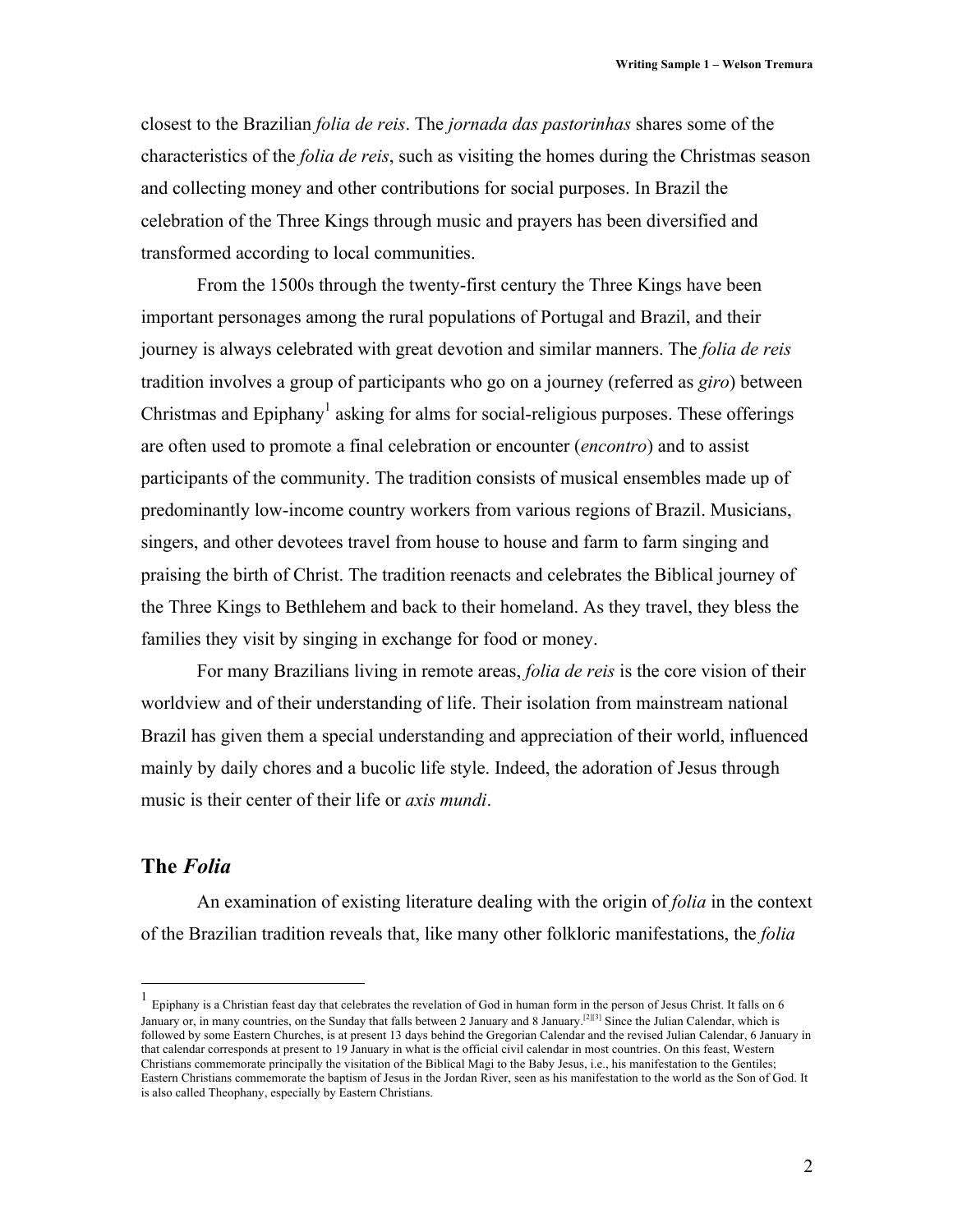closest to the Brazilian *folia de reis*. The *jornada das pastorinhas* shares some of the characteristics of the *folia de reis*, such as visiting the homes during the Christmas season and collecting money and other contributions for social purposes. In Brazil the celebration of the Three Kings through music and prayers has been diversified and transformed according to local communities.

From the 1500s through the twenty-first century the Three Kings have been important personages among the rural populations of Portugal and Brazil, and their journey is always celebrated with great devotion and similar manners. The *folia de reis* tradition involves a group of participants who go on a journey (referred as *giro*) between Christmas and Epiphany[1] asking for alms for social-religious purposes. These offerings are often used to promote a final celebration or encounter (*encontro*) and to assist participants of the community. The tradition consists of musical ensembles made up of predominantly low-income country workers from various regions of Brazil. Musicians, singers, and other devotees travel from house to house and farm to farm singing and praising the birth of Christ. The tradition reenacts and celebrates the Biblical journey of the Three Kings to Bethlehem and back to their homeland. As they travel, they bless the families they visit by singing in exchange for food or money.

For many Brazilians living in remote areas, *folia de reis* is the core vision of their worldview and of their understanding of life. Their isolation from mainstream national Brazil has given them a special understanding and appreciation of their world, influenced mainly by daily chores and a bucolic life style. Indeed, the adoration of Jesus through music is their center of their life or *axis mundi*.

## The *Folia*

An examination of existing literature dealing with the origin of *folia* in the context of the Brazilian tradition reveals that, like many other folkloric manifestations, the *folia*

---

[1] Epiphany is a Christian feast day that celebrates the revelation of God in human form in the person of Jesus Christ. It falls on 6 January or, in many countries, on the Sunday that falls between 2 January and 8 January.[2][3] Since the Julian Calendar, which is followed by some Eastern Churches, is at present 13 days behind the Gregorian Calendar and the revised Julian Calendar, 6 January in that calendar corresponds at present to 19 January in what is the official civil calendar in most countries. On this feast, Western Christians commemorate principally the visitation of the Biblical Magi to the Baby Jesus, i.e., his manifestation to the Gentiles; Eastern Christians commemorate the baptism of Jesus in the Jordan River, seen as his manifestation to the world as the Son of God. It is also called Theophany, especially by Eastern Christians.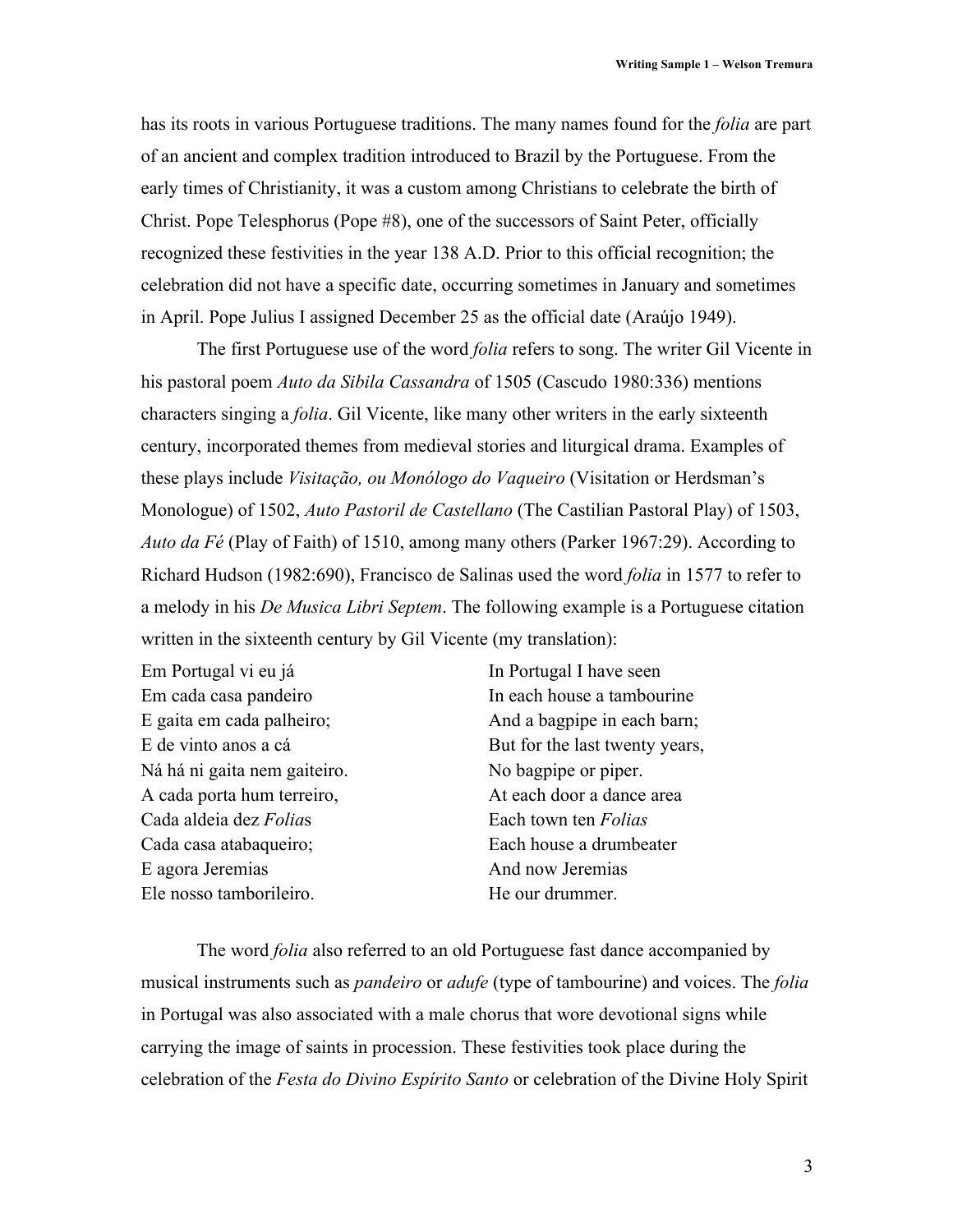has its roots in various Portuguese traditions. The many names found for the *folia* are part of an ancient and complex tradition introduced to Brazil by the Portuguese. From the early times of Christianity, it was a custom among Christians to celebrate the birth of Christ. Pope Telesphorus (Pope #8), one of the successors of Saint Peter, officially recognized these festivities in the year 138 A.D. Prior to this official recognition; the celebration did not have a specific date, occurring sometimes in January and sometimes in April. Pope Julius I assigned December 25 as the official date (Araújo 1949).

The first Portuguese use of the word *folia* refers to song. The writer Gil Vicente in his pastoral poem *Auto da Sibila Cassandra* of 1505 (Cascudo 1980:336) mentions characters singing a *folia*. Gil Vicente, like many other writers in the early sixteenth century, incorporated themes from medieval stories and liturgical drama. Examples of these plays include *Visitação, ou Monólogo do Vaqueiro* (Visitation or Herdsman's Monologue) of 1502, *Auto Pastoril de Castellano* (The Castilian Pastoral Play) of 1503, *Auto da Fé* (Play of Faith) of 1510, among many others (Parker 1967:29). According to Richard Hudson (1982:690), Francisco de Salinas used the word *folia* in 1577 to refer to a melody in his *De Musica Libri Septem*. The following example is a Portuguese citation written in the sixteenth century by Gil Vicente (my translation):

| | |
|---|---|
| Em Portugal vi eu já | In Portugal I have seen |
| Em cada casa pandeiro | In each house a tambourine |
| E gaita em cada palheiro; | And a bagpipe in each barn; |
| E de vinto anos a cá | But for the last twenty years, |
| Ná há ni gaita nem gaiteiro. | No bagpipe or piper. |
| A cada porta hum terreiro, | At each door a dance area |
| Cada aldeia dez *Folia*s | Each town ten *Folias* |
| Cada casa atabaqueiro; | Each house a drumbeater |
| E agora Jeremias | And now Jeremias |
| Ele nosso tamborileiro. | He our drummer. |

The word *folia* also referred to an old Portuguese fast dance accompanied by musical instruments such as *pandeiro* or *adufe* (type of tambourine) and voices. The *folia* in Portugal was also associated with a male chorus that wore devotional signs while carrying the image of saints in procession. These festivities took place during the celebration of the *Festa do Divino Espírito Santo* or celebration of the Divine Holy Spirit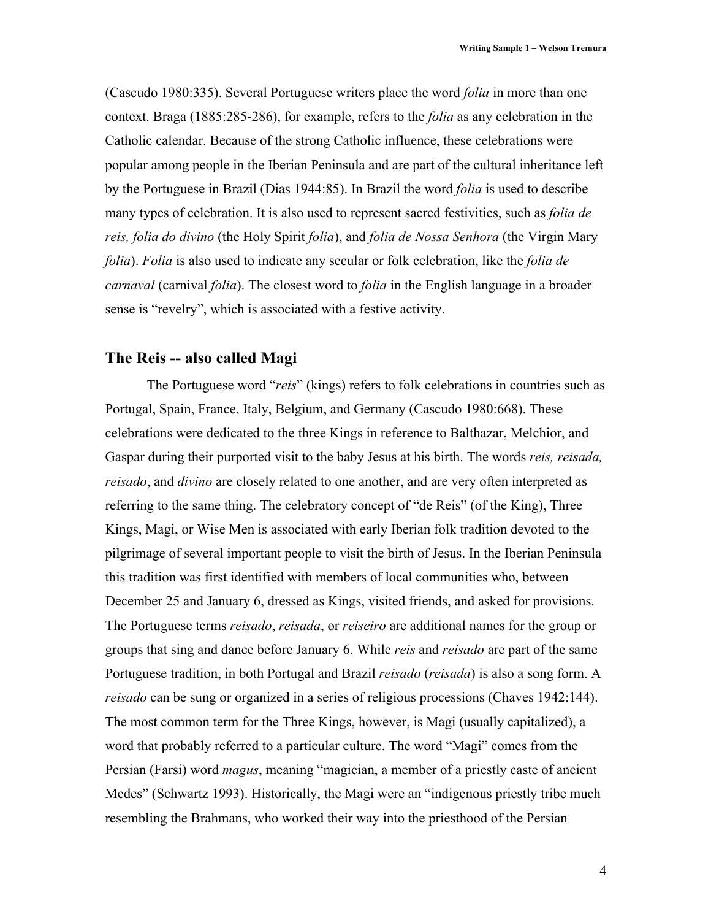(Cascudo 1980:335). Several Portuguese writers place the word *folia* in more than one context. Braga (1885:285-286), for example, refers to the *folia* as any celebration in the Catholic calendar. Because of the strong Catholic influence, these celebrations were popular among people in the Iberian Peninsula and are part of the cultural inheritance left by the Portuguese in Brazil (Dias 1944:85). In Brazil the word *folia* is used to describe many types of celebration. It is also used to represent sacred festivities, such as *folia de reis, folia do divino* (the Holy Spirit *folia*), and *folia de Nossa Senhora* (the Virgin Mary *folia*). *Folia* is also used to indicate any secular or folk celebration, like the *folia de carnaval* (carnival *folia*). The closest word to *folia* in the English language in a broader sense is "revelry", which is associated with a festive activity.

## The Reis -- also called Magi

The Portuguese word "*reis*" (kings) refers to folk celebrations in countries such as Portugal, Spain, France, Italy, Belgium, and Germany (Cascudo 1980:668). These celebrations were dedicated to the three Kings in reference to Balthazar, Melchior, and Gaspar during their purported visit to the baby Jesus at his birth. The words *reis, reisada, reisado*, and *divino* are closely related to one another, and are very often interpreted as referring to the same thing. The celebratory concept of "de Reis" (of the King), Three Kings, Magi, or Wise Men is associated with early Iberian folk tradition devoted to the pilgrimage of several important people to visit the birth of Jesus. In the Iberian Peninsula this tradition was first identified with members of local communities who, between December 25 and January 6, dressed as Kings, visited friends, and asked for provisions. The Portuguese terms *reisado*, *reisada*, or *reiseiro* are additional names for the group or groups that sing and dance before January 6. While *reis* and *reisado* are part of the same Portuguese tradition, in both Portugal and Brazil *reisado* (*reisada*) is also a song form. A *reisado* can be sung or organized in a series of religious processions (Chaves 1942:144). The most common term for the Three Kings, however, is Magi (usually capitalized), a word that probably referred to a particular culture. The word "Magi" comes from the Persian (Farsi) word *magus*, meaning "magician, a member of a priestly caste of ancient Medes" (Schwartz 1993). Historically, the Magi were an "indigenous priestly tribe much resembling the Brahmans, who worked their way into the priesthood of the Persian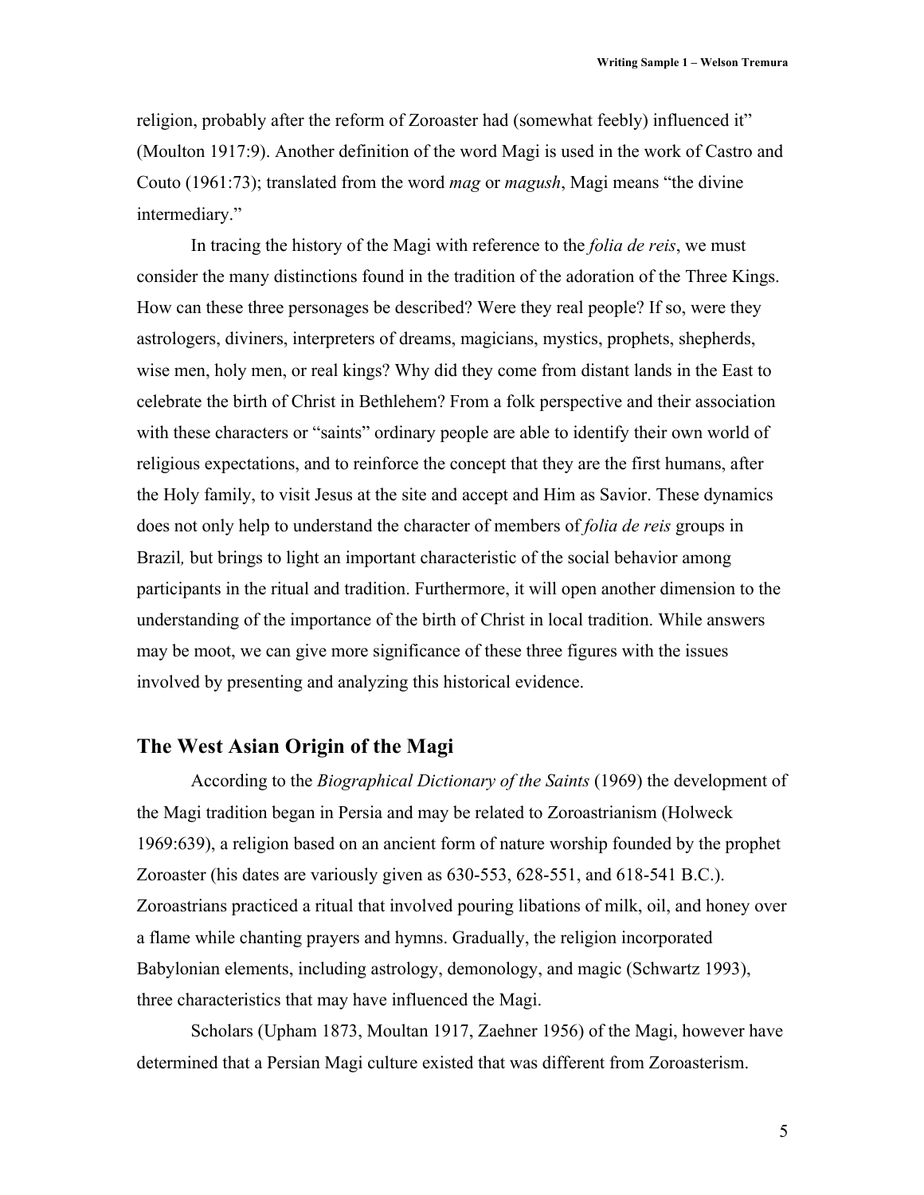religion, probably after the reform of Zoroaster had (somewhat feebly) influenced it" (Moulton 1917:9). Another definition of the word Magi is used in the work of Castro and Couto (1961:73); translated from the word *mag* or *magush*, Magi means "the divine intermediary."

In tracing the history of the Magi with reference to the *folia de reis*, we must consider the many distinctions found in the tradition of the adoration of the Three Kings. How can these three personages be described? Were they real people? If so, were they astrologers, diviners, interpreters of dreams, magicians, mystics, prophets, shepherds, wise men, holy men, or real kings? Why did they come from distant lands in the East to celebrate the birth of Christ in Bethlehem? From a folk perspective and their association with these characters or "saints" ordinary people are able to identify their own world of religious expectations, and to reinforce the concept that they are the first humans, after the Holy family, to visit Jesus at the site and accept and Him as Savior. These dynamics does not only help to understand the character of members of *folia de reis* groups in Brazil*,* but brings to light an important characteristic of the social behavior among participants in the ritual and tradition. Furthermore, it will open another dimension to the understanding of the importance of the birth of Christ in local tradition. While answers may be moot, we can give more significance of these three figures with the issues involved by presenting and analyzing this historical evidence.

## The West Asian Origin of the Magi

According to the *Biographical Dictionary of the Saints* (1969) the development of the Magi tradition began in Persia and may be related to Zoroastrianism (Holweck 1969:639), a religion based on an ancient form of nature worship founded by the prophet Zoroaster (his dates are variously given as 630-553, 628-551, and 618-541 B.C.). Zoroastrians practiced a ritual that involved pouring libations of milk, oil, and honey over a flame while chanting prayers and hymns. Gradually, the religion incorporated Babylonian elements, including astrology, demonology, and magic (Schwartz 1993), three characteristics that may have influenced the Magi.

Scholars (Upham 1873, Moultan 1917, Zaehner 1956) of the Magi, however have determined that a Persian Magi culture existed that was different from Zoroasterism.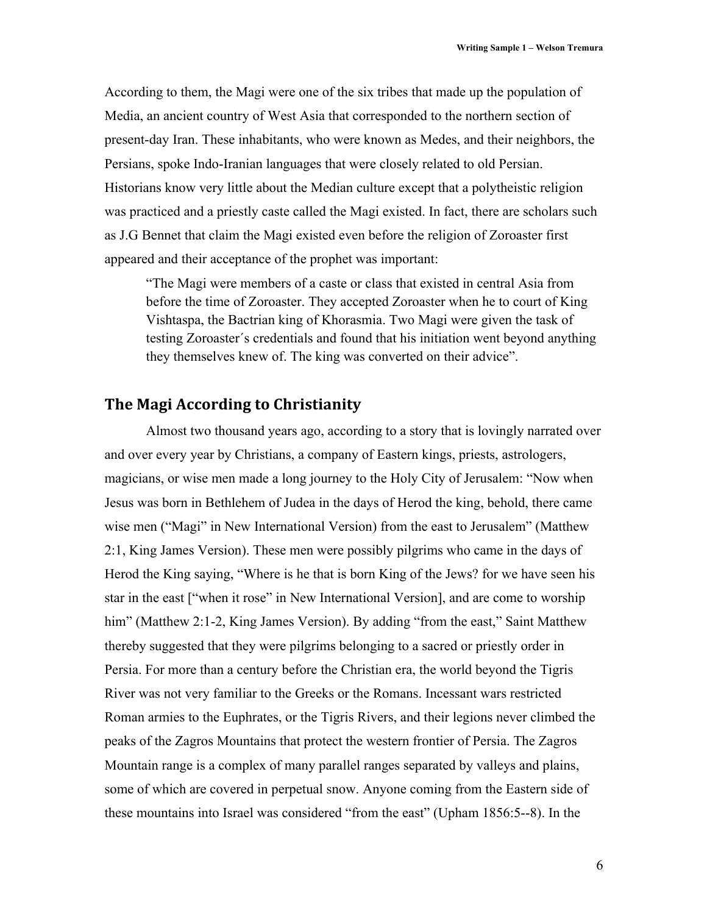According to them, the Magi were one of the six tribes that made up the population of Media, an ancient country of West Asia that corresponded to the northern section of present-day Iran. These inhabitants, who were known as Medes, and their neighbors, the Persians, spoke Indo-Iranian languages that were closely related to old Persian. Historians know very little about the Median culture except that a polytheistic religion was practiced and a priestly caste called the Magi existed. In fact, there are scholars such as J.G Bennet that claim the Magi existed even before the religion of Zoroaster first appeared and their acceptance of the prophet was important:

> "The Magi were members of a caste or class that existed in central Asia from before the time of Zoroaster. They accepted Zoroaster when he to court of King Vishtaspa, the Bactrian king of Khorasmia. Two Magi were given the task of testing Zoroaster´s credentials and found that his initiation went beyond anything they themselves knew of. The king was converted on their advice".

## The Magi According to Christianity

Almost two thousand years ago, according to a story that is lovingly narrated over and over every year by Christians, a company of Eastern kings, priests, astrologers, magicians, or wise men made a long journey to the Holy City of Jerusalem: "Now when Jesus was born in Bethlehem of Judea in the days of Herod the king, behold, there came wise men ("Magi" in New International Version) from the east to Jerusalem" (Matthew 2:1, King James Version). These men were possibly pilgrims who came in the days of Herod the King saying, "Where is he that is born King of the Jews? for we have seen his star in the east ["when it rose" in New International Version], and are come to worship him" (Matthew 2:1-2, King James Version). By adding "from the east," Saint Matthew thereby suggested that they were pilgrims belonging to a sacred or priestly order in Persia. For more than a century before the Christian era, the world beyond the Tigris River was not very familiar to the Greeks or the Romans. Incessant wars restricted Roman armies to the Euphrates, or the Tigris Rivers, and their legions never climbed the peaks of the Zagros Mountains that protect the western frontier of Persia. The Zagros Mountain range is a complex of many parallel ranges separated by valleys and plains, some of which are covered in perpetual snow. Anyone coming from the Eastern side of these mountains into Israel was considered "from the east" (Upham 1856:5--8). In the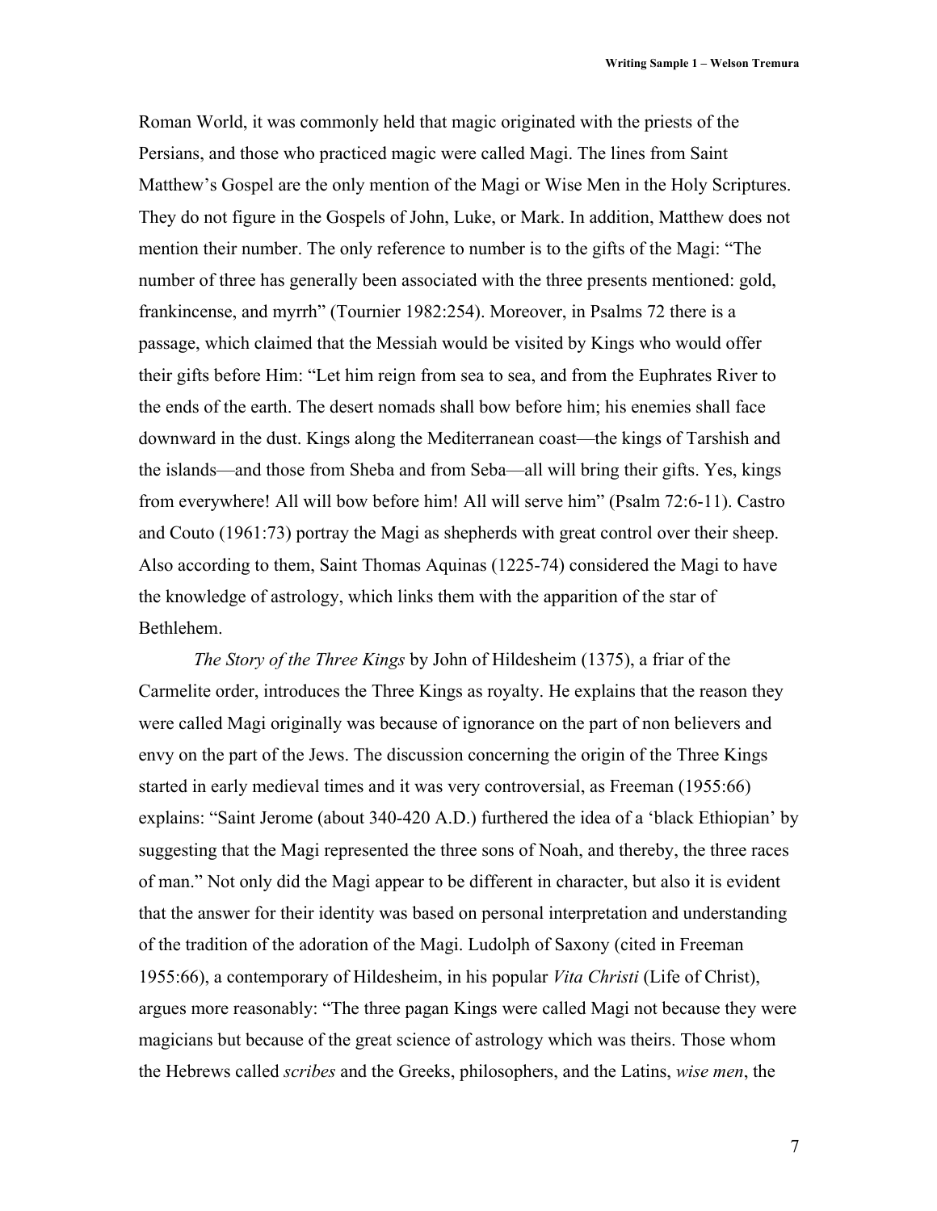Roman World, it was commonly held that magic originated with the priests of the Persians, and those who practiced magic were called Magi. The lines from Saint Matthew's Gospel are the only mention of the Magi or Wise Men in the Holy Scriptures. They do not figure in the Gospels of John, Luke, or Mark. In addition, Matthew does not mention their number. The only reference to number is to the gifts of the Magi: "The number of three has generally been associated with the three presents mentioned: gold, frankincense, and myrrh" (Tournier 1982:254). Moreover, in Psalms 72 there is a passage, which claimed that the Messiah would be visited by Kings who would offer their gifts before Him: "Let him reign from sea to sea, and from the Euphrates River to the ends of the earth. The desert nomads shall bow before him; his enemies shall face downward in the dust. Kings along the Mediterranean coast—the kings of Tarshish and the islands—and those from Sheba and from Seba—all will bring their gifts. Yes, kings from everywhere! All will bow before him! All will serve him" (Psalm 72:6-11). Castro and Couto (1961:73) portray the Magi as shepherds with great control over their sheep. Also according to them, Saint Thomas Aquinas (1225-74) considered the Magi to have the knowledge of astrology, which links them with the apparition of the star of Bethlehem.

*The Story of the Three Kings* by John of Hildesheim (1375), a friar of the Carmelite order, introduces the Three Kings as royalty. He explains that the reason they were called Magi originally was because of ignorance on the part of non believers and envy on the part of the Jews. The discussion concerning the origin of the Three Kings started in early medieval times and it was very controversial, as Freeman (1955:66) explains: "Saint Jerome (about 340-420 A.D.) furthered the idea of a 'black Ethiopian' by suggesting that the Magi represented the three sons of Noah, and thereby, the three races of man." Not only did the Magi appear to be different in character, but also it is evident that the answer for their identity was based on personal interpretation and understanding of the tradition of the adoration of the Magi. Ludolph of Saxony (cited in Freeman 1955:66), a contemporary of Hildesheim, in his popular *Vita Christi* (Life of Christ), argues more reasonably: "The three pagan Kings were called Magi not because they were magicians but because of the great science of astrology which was theirs. Those whom the Hebrews called *scribes* and the Greeks, philosophers, and the Latins, *wise men*, the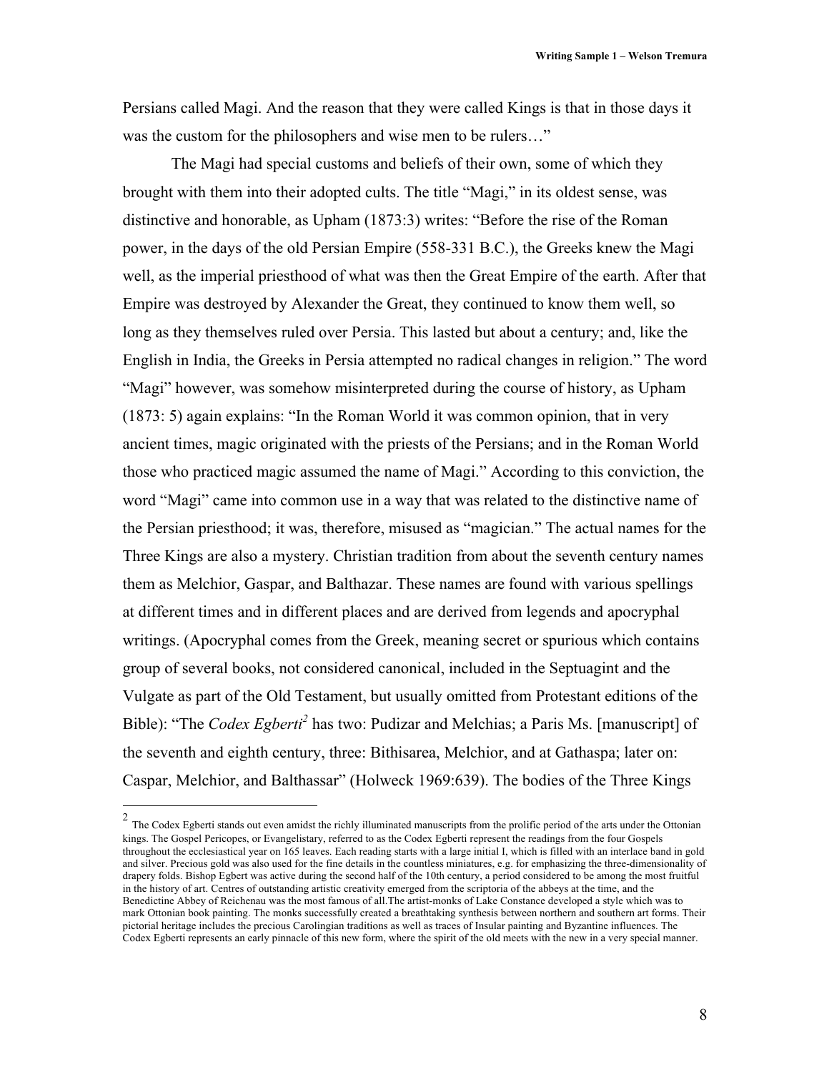Persians called Magi. And the reason that they were called Kings is that in those days it was the custom for the philosophers and wise men to be rulers…"

The Magi had special customs and beliefs of their own, some of which they brought with them into their adopted cults. The title "Magi," in its oldest sense, was distinctive and honorable, as Upham (1873:3) writes: "Before the rise of the Roman power, in the days of the old Persian Empire (558-331 B.C.), the Greeks knew the Magi well, as the imperial priesthood of what was then the Great Empire of the earth. After that Empire was destroyed by Alexander the Great, they continued to know them well, so long as they themselves ruled over Persia. This lasted but about a century; and, like the English in India, the Greeks in Persia attempted no radical changes in religion." The word "Magi" however, was somehow misinterpreted during the course of history, as Upham (1873: 5) again explains: "In the Roman World it was common opinion, that in very ancient times, magic originated with the priests of the Persians; and in the Roman World those who practiced magic assumed the name of Magi." According to this conviction, the word "Magi" came into common use in a way that was related to the distinctive name of the Persian priesthood; it was, therefore, misused as "magician." The actual names for the Three Kings are also a mystery. Christian tradition from about the seventh century names them as Melchior, Gaspar, and Balthazar. These names are found with various spellings at different times and in different places and are derived from legends and apocryphal writings. (Apocryphal comes from the Greek, meaning secret or spurious which contains group of several books, not considered canonical, included in the Septuagint and the Vulgate as part of the Old Testament, but usually omitted from Protestant editions of the Bible): "The *Codex Egberti*[2] has two: Pudizar and Melchias; a Paris Ms. [manuscript] of the seventh and eighth century, three: Bithisarea, Melchior, and at Gathaspa; later on: Caspar, Melchior, and Balthassar" (Holweck 1969:639). The bodies of the Three Kings

---

[2] The Codex Egberti stands out even amidst the richly illuminated manuscripts from the prolific period of the arts under the Ottonian kings. The Gospel Pericopes, or Evangelistary, referred to as the Codex Egberti represent the readings from the four Gospels throughout the ecclesiastical year on 165 leaves. Each reading starts with a large initial I, which is filled with an interlace band in gold and silver. Precious gold was also used for the fine details in the countless miniatures, e.g. for emphasizing the three-dimensionality of drapery folds. Bishop Egbert was active during the second half of the 10th century, a period considered to be among the most fruitful in the history of art. Centres of outstanding artistic creativity emerged from the scriptoria of the abbeys at the time, and the Benedictine Abbey of Reichenau was the most famous of all.The artist-monks of Lake Constance developed a style which was to mark Ottonian book painting. The monks successfully created a breathtaking synthesis between northern and southern art forms. Their pictorial heritage includes the precious Carolingian traditions as well as traces of Insular painting and Byzantine influences. The Codex Egberti represents an early pinnacle of this new form, where the spirit of the old meets with the new in a very special manner.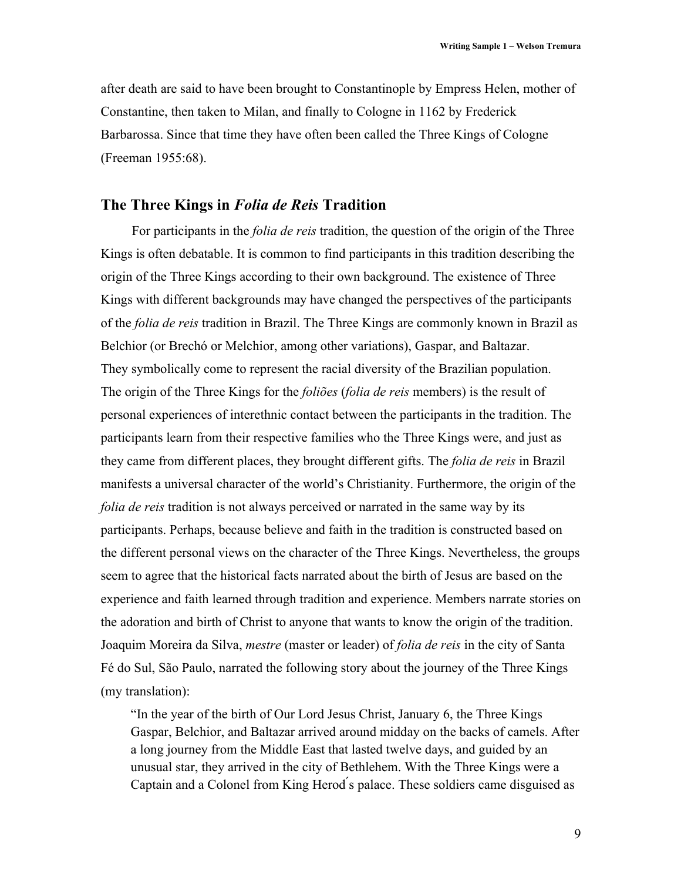after death are said to have been brought to Constantinople by Empress Helen, mother of Constantine, then taken to Milan, and finally to Cologne in 1162 by Frederick Barbarossa. Since that time they have often been called the Three Kings of Cologne (Freeman 1955:68).

## The Three Kings in *Folia de Reis* Tradition

For participants in the *folia de reis* tradition, the question of the origin of the Three Kings is often debatable. It is common to find participants in this tradition describing the origin of the Three Kings according to their own background. The existence of Three Kings with different backgrounds may have changed the perspectives of the participants of the *folia de reis* tradition in Brazil. The Three Kings are commonly known in Brazil as Belchior (or Brechó or Melchior, among other variations), Gaspar, and Baltazar. They symbolically come to represent the racial diversity of the Brazilian population. The origin of the Three Kings for the *foliões* (*folia de reis* members) is the result of personal experiences of interethnic contact between the participants in the tradition. The participants learn from their respective families who the Three Kings were, and just as they came from different places, they brought different gifts. The *folia de reis* in Brazil manifests a universal character of the world's Christianity. Furthermore, the origin of the *folia de reis* tradition is not always perceived or narrated in the same way by its participants. Perhaps, because believe and faith in the tradition is constructed based on the different personal views on the character of the Three Kings. Nevertheless, the groups seem to agree that the historical facts narrated about the birth of Jesus are based on the experience and faith learned through tradition and experience. Members narrate stories on the adoration and birth of Christ to anyone that wants to know the origin of the tradition. Joaquim Moreira da Silva, *mestre* (master or leader) of *folia de reis* in the city of Santa Fé do Sul, São Paulo, narrated the following story about the journey of the Three Kings (my translation):

> "In the year of the birth of Our Lord Jesus Christ, January 6, the Three Kings Gaspar, Belchior, and Baltazar arrived around midday on the backs of camels. After a long journey from the Middle East that lasted twelve days, and guided by an unusual star, they arrived in the city of Bethlehem. With the Three Kings were a Captain and a Colonel from King Herod´s palace. These soldiers came disguised as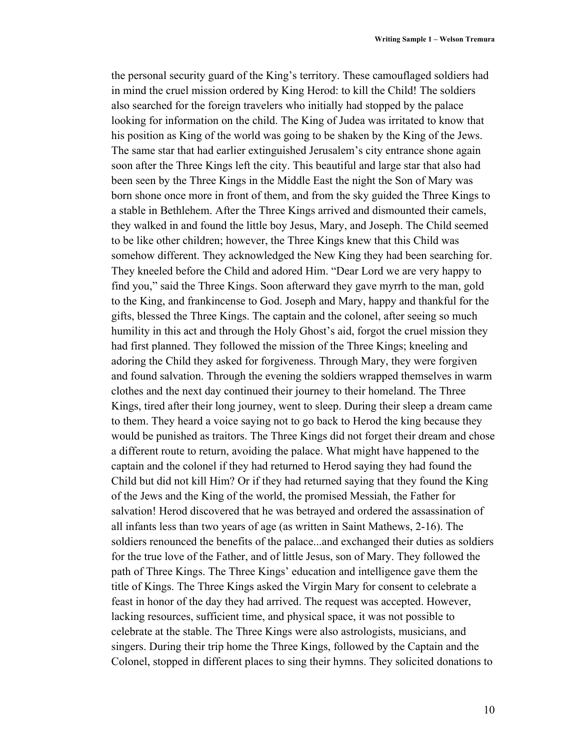the personal security guard of the King's territory. These camouflaged soldiers had in mind the cruel mission ordered by King Herod: to kill the Child! The soldiers also searched for the foreign travelers who initially had stopped by the palace looking for information on the child. The King of Judea was irritated to know that his position as King of the world was going to be shaken by the King of the Jews. The same star that had earlier extinguished Jerusalem's city entrance shone again soon after the Three Kings left the city. This beautiful and large star that also had been seen by the Three Kings in the Middle East the night the Son of Mary was born shone once more in front of them, and from the sky guided the Three Kings to a stable in Bethlehem. After the Three Kings arrived and dismounted their camels, they walked in and found the little boy Jesus, Mary, and Joseph. The Child seemed to be like other children; however, the Three Kings knew that this Child was somehow different. They acknowledged the New King they had been searching for. They kneeled before the Child and adored Him. "Dear Lord we are very happy to find you," said the Three Kings. Soon afterward they gave myrrh to the man, gold to the King, and frankincense to God. Joseph and Mary, happy and thankful for the gifts, blessed the Three Kings. The captain and the colonel, after seeing so much humility in this act and through the Holy Ghost's aid, forgot the cruel mission they had first planned. They followed the mission of the Three Kings; kneeling and adoring the Child they asked for forgiveness. Through Mary, they were forgiven and found salvation. Through the evening the soldiers wrapped themselves in warm clothes and the next day continued their journey to their homeland. The Three Kings, tired after their long journey, went to sleep. During their sleep a dream came to them. They heard a voice saying not to go back to Herod the king because they would be punished as traitors. The Three Kings did not forget their dream and chose a different route to return, avoiding the palace. What might have happened to the captain and the colonel if they had returned to Herod saying they had found the Child but did not kill Him? Or if they had returned saying that they found the King of the Jews and the King of the world, the promised Messiah, the Father for salvation! Herod discovered that he was betrayed and ordered the assassination of all infants less than two years of age (as written in Saint Mathews, 2-16). The soldiers renounced the benefits of the palace...and exchanged their duties as soldiers for the true love of the Father, and of little Jesus, son of Mary. They followed the path of Three Kings. The Three Kings' education and intelligence gave them the title of Kings. The Three Kings asked the Virgin Mary for consent to celebrate a feast in honor of the day they had arrived. The request was accepted. However, lacking resources, sufficient time, and physical space, it was not possible to celebrate at the stable. The Three Kings were also astrologists, musicians, and singers. During their trip home the Three Kings, followed by the Captain and the Colonel, stopped in different places to sing their hymns. They solicited donations to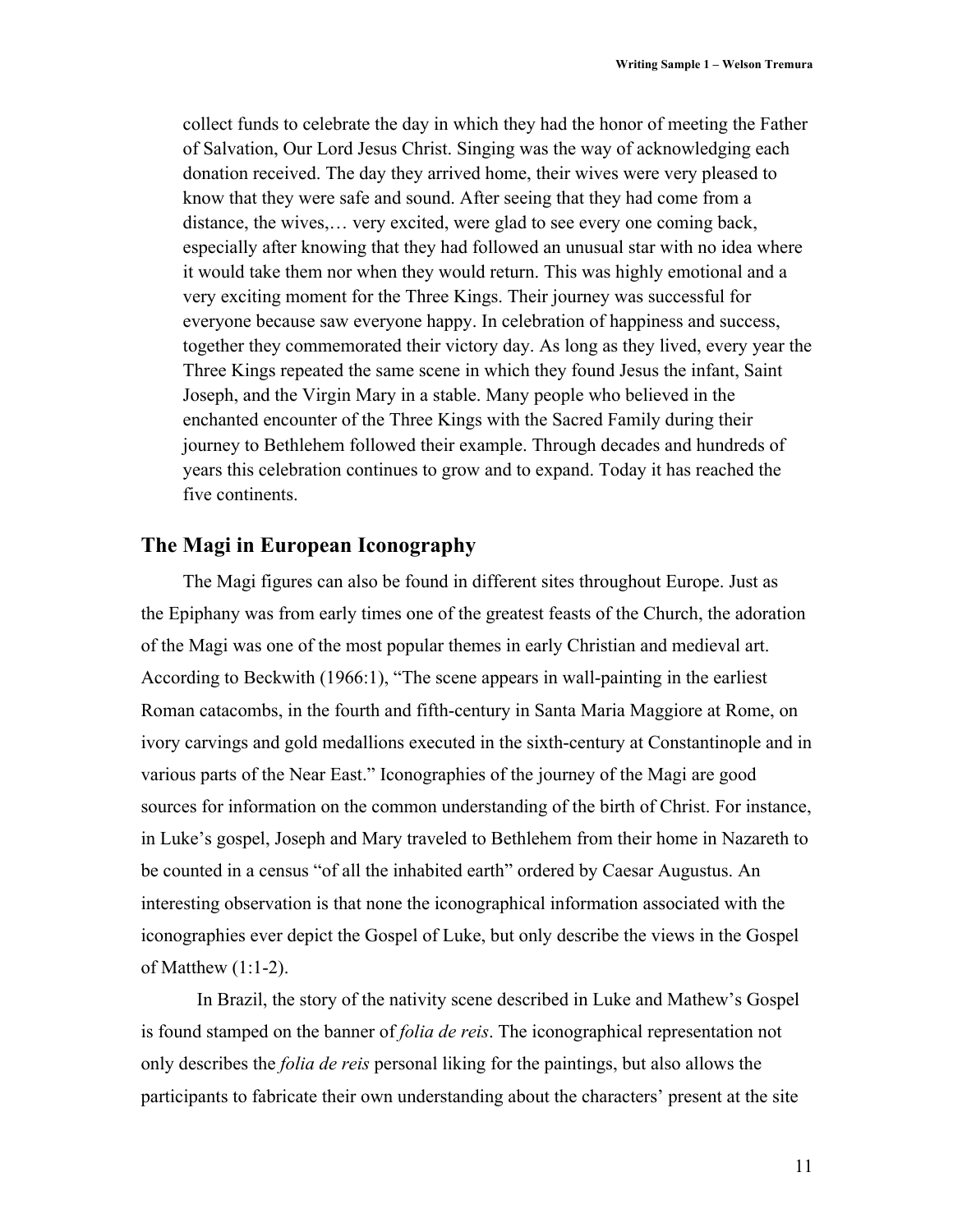> collect funds to celebrate the day in which they had the honor of meeting the Father of Salvation, Our Lord Jesus Christ. Singing was the way of acknowledging each donation received. The day they arrived home, their wives were very pleased to know that they were safe and sound. After seeing that they had come from a distance, the wives,… very excited, were glad to see every one coming back, especially after knowing that they had followed an unusual star with no idea where it would take them nor when they would return. This was highly emotional and a very exciting moment for the Three Kings. Their journey was successful for everyone because saw everyone happy. In celebration of happiness and success, together they commemorated their victory day. As long as they lived, every year the Three Kings repeated the same scene in which they found Jesus the infant, Saint Joseph, and the Virgin Mary in a stable. Many people who believed in the enchanted encounter of the Three Kings with the Sacred Family during their journey to Bethlehem followed their example. Through decades and hundreds of years this celebration continues to grow and to expand. Today it has reached the five continents.

## The Magi in European Iconography

The Magi figures can also be found in different sites throughout Europe. Just as the Epiphany was from early times one of the greatest feasts of the Church, the adoration of the Magi was one of the most popular themes in early Christian and medieval art. According to Beckwith (1966:1), "The scene appears in wall-painting in the earliest Roman catacombs, in the fourth and fifth-century in Santa Maria Maggiore at Rome, on ivory carvings and gold medallions executed in the sixth-century at Constantinople and in various parts of the Near East." Iconographies of the journey of the Magi are good sources for information on the common understanding of the birth of Christ. For instance, in Luke's gospel, Joseph and Mary traveled to Bethlehem from their home in Nazareth to be counted in a census "of all the inhabited earth" ordered by Caesar Augustus. An interesting observation is that none the iconographical information associated with the iconographies ever depict the Gospel of Luke, but only describe the views in the Gospel of Matthew (1:1-2).

In Brazil, the story of the nativity scene described in Luke and Mathew's Gospel is found stamped on the banner of *folia de reis*. The iconographical representation not only describes the *folia de reis* personal liking for the paintings, but also allows the participants to fabricate their own understanding about the characters' present at the site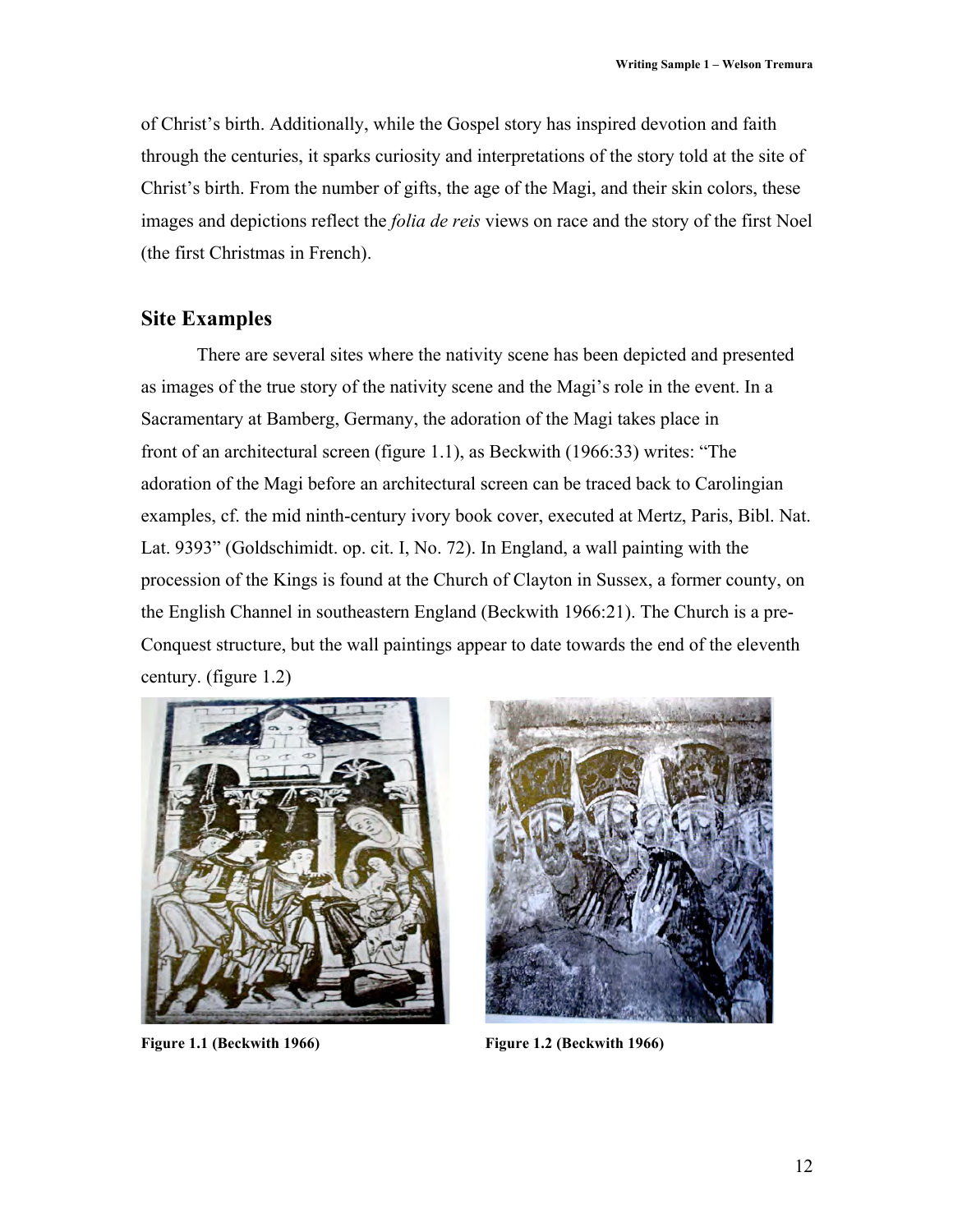of Christ's birth. Additionally, while the Gospel story has inspired devotion and faith through the centuries, it sparks curiosity and interpretations of the story told at the site of Christ's birth. From the number of gifts, the age of the Magi, and their skin colors, these images and depictions reflect the *folia de reis* views on race and the story of the first Noel (the first Christmas in French).

## Site Examples

There are several sites where the nativity scene has been depicted and presented as images of the true story of the nativity scene and the Magi's role in the event. In a Sacramentary at Bamberg, Germany, the adoration of the Magi takes place in front of an architectural screen (figure 1.1), as Beckwith (1966:33) writes: "The adoration of the Magi before an architectural screen can be traced back to Carolingian examples, cf. the mid ninth-century ivory book cover, executed at Mertz, Paris, Bibl. Nat. Lat. 9393" (Goldschimidt. op. cit. I, No. 72). In England, a wall painting with the procession of the Kings is found at the Church of Clayton in Sussex, a former county, on the English Channel in southeastern England (Beckwith 1966:21). The Church is a pre-Conquest structure, but the wall paintings appear to date towards the end of the eleventh century. (figure 1.2)

**Figure 1.1 (Beckwith 1966)**

**Figure 1.2 (Beckwith 1966)**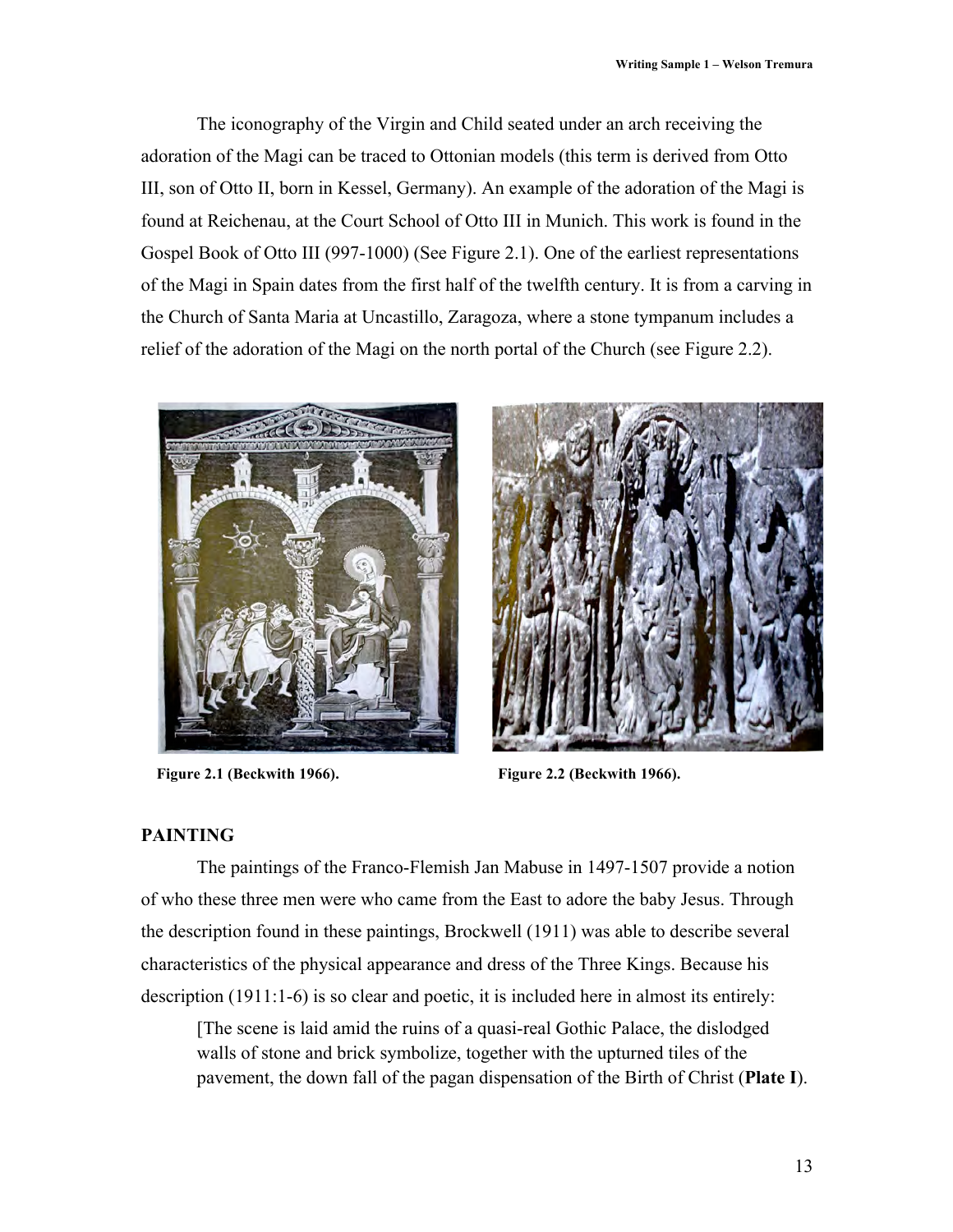The iconography of the Virgin and Child seated under an arch receiving the adoration of the Magi can be traced to Ottonian models (this term is derived from Otto III, son of Otto II, born in Kessel, Germany). An example of the adoration of the Magi is found at Reichenau, at the Court School of Otto III in Munich. This work is found in the Gospel Book of Otto III (997-1000) (See Figure 2.1). One of the earliest representations of the Magi in Spain dates from the first half of the twelfth century. It is from a carving in the Church of Santa Maria at Uncastillo, Zaragoza, where a stone tympanum includes a relief of the adoration of the Magi on the north portal of the Church (see Figure 2.2).

**Figure 2.1 (Beckwith 1966).**

**Figure 2.2 (Beckwith 1966).**

## PAINTING

The paintings of the Franco-Flemish Jan Mabuse in 1497-1507 provide a notion of who these three men were who came from the East to adore the baby Jesus. Through the description found in these paintings, Brockwell (1911) was able to describe several characteristics of the physical appearance and dress of the Three Kings. Because his description (1911:1-6) is so clear and poetic, it is included here in almost its entirely:

> [The scene is laid amid the ruins of a quasi-real Gothic Palace, the dislodged walls of stone and brick symbolize, together with the upturned tiles of the pavement, the down fall of the pagan dispensation of the Birth of Christ (**Plate I**).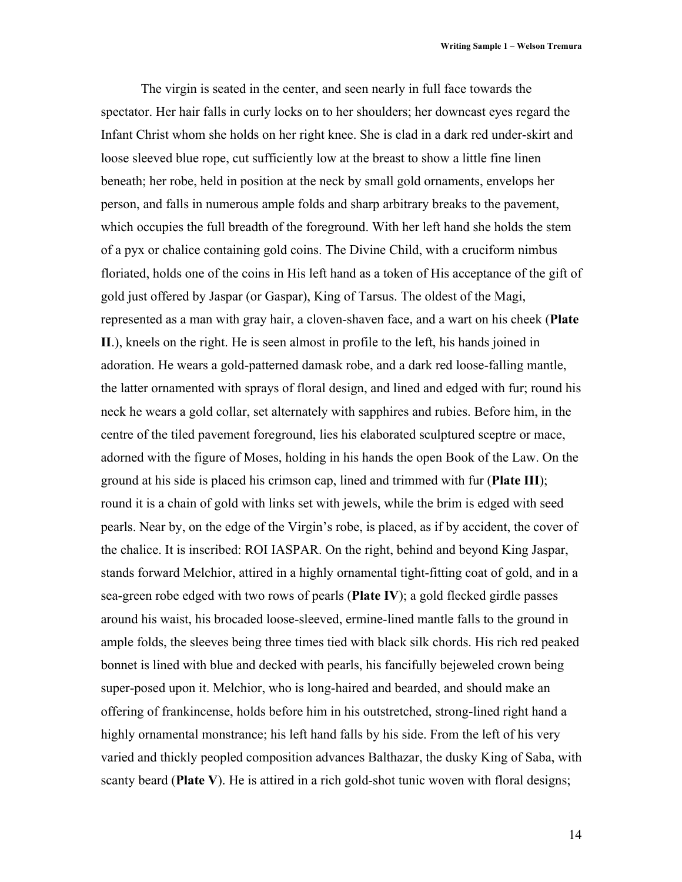The virgin is seated in the center, and seen nearly in full face towards the spectator. Her hair falls in curly locks on to her shoulders; her downcast eyes regard the Infant Christ whom she holds on her right knee. She is clad in a dark red under-skirt and loose sleeved blue rope, cut sufficiently low at the breast to show a little fine linen beneath; her robe, held in position at the neck by small gold ornaments, envelops her person, and falls in numerous ample folds and sharp arbitrary breaks to the pavement, which occupies the full breadth of the foreground. With her left hand she holds the stem of a pyx or chalice containing gold coins. The Divine Child, with a cruciform nimbus floriated, holds one of the coins in His left hand as a token of His acceptance of the gift of gold just offered by Jaspar (or Gaspar), King of Tarsus. The oldest of the Magi, represented as a man with gray hair, a cloven-shaven face, and a wart on his cheek (**Plate II**.), kneels on the right. He is seen almost in profile to the left, his hands joined in adoration. He wears a gold-patterned damask robe, and a dark red loose-falling mantle, the latter ornamented with sprays of floral design, and lined and edged with fur; round his neck he wears a gold collar, set alternately with sapphires and rubies. Before him, in the centre of the tiled pavement foreground, lies his elaborated sculptured sceptre or mace, adorned with the figure of Moses, holding in his hands the open Book of the Law. On the ground at his side is placed his crimson cap, lined and trimmed with fur (**Plate III**); round it is a chain of gold with links set with jewels, while the brim is edged with seed pearls. Near by, on the edge of the Virgin's robe, is placed, as if by accident, the cover of the chalice. It is inscribed: ROI IASPAR. On the right, behind and beyond King Jaspar, stands forward Melchior, attired in a highly ornamental tight-fitting coat of gold, and in a sea-green robe edged with two rows of pearls (**Plate IV**); a gold flecked girdle passes around his waist, his brocaded loose-sleeved, ermine-lined mantle falls to the ground in ample folds, the sleeves being three times tied with black silk chords. His rich red peaked bonnet is lined with blue and decked with pearls, his fancifully bejeweled crown being super-posed upon it. Melchior, who is long-haired and bearded, and should make an offering of frankincense, holds before him in his outstretched, strong-lined right hand a highly ornamental monstrance; his left hand falls by his side. From the left of his very varied and thickly peopled composition advances Balthazar, the dusky King of Saba, with scanty beard (**Plate V**). He is attired in a rich gold-shot tunic woven with floral designs;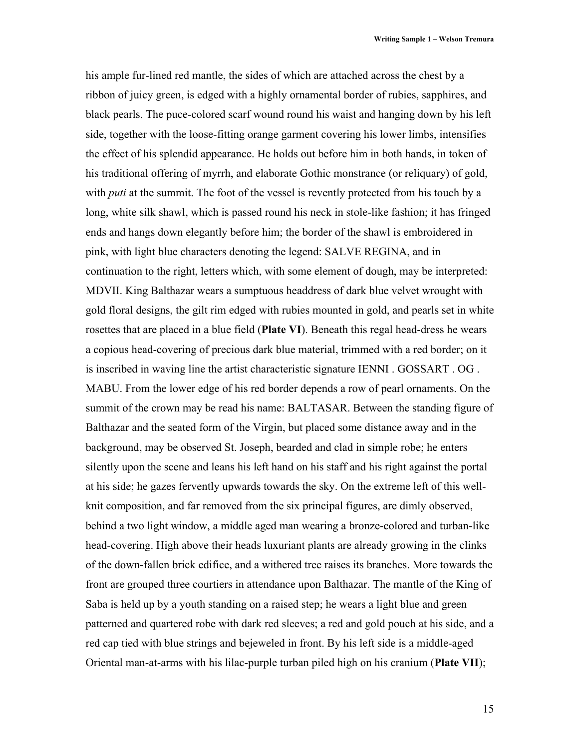his ample fur-lined red mantle, the sides of which are attached across the chest by a ribbon of juicy green, is edged with a highly ornamental border of rubies, sapphires, and black pearls. The puce-colored scarf wound round his waist and hanging down by his left side, together with the loose-fitting orange garment covering his lower limbs, intensifies the effect of his splendid appearance. He holds out before him in both hands, in token of his traditional offering of myrrh, and elaborate Gothic monstrance (or reliquary) of gold, with *puti* at the summit. The foot of the vessel is revently protected from his touch by a long, white silk shawl, which is passed round his neck in stole-like fashion; it has fringed ends and hangs down elegantly before him; the border of the shawl is embroidered in pink, with light blue characters denoting the legend: SALVE REGINA, and in continuation to the right, letters which, with some element of dough, may be interpreted: MDVII. King Balthazar wears a sumptuous headdress of dark blue velvet wrought with gold floral designs, the gilt rim edged with rubies mounted in gold, and pearls set in white rosettes that are placed in a blue field (**Plate VI**). Beneath this regal head-dress he wears a copious head-covering of precious dark blue material, trimmed with a red border; on it is inscribed in waving line the artist characteristic signature IENNI . GOSSART . OG . MABU. From the lower edge of his red border depends a row of pearl ornaments. On the summit of the crown may be read his name: BALTASAR. Between the standing figure of Balthazar and the seated form of the Virgin, but placed some distance away and in the background, may be observed St. Joseph, bearded and clad in simple robe; he enters silently upon the scene and leans his left hand on his staff and his right against the portal at his side; he gazes fervently upwards towards the sky. On the extreme left of this well-knit composition, and far removed from the six principal figures, are dimly observed, behind a two light window, a middle aged man wearing a bronze-colored and turban-like head-covering. High above their heads luxuriant plants are already growing in the clinks of the down-fallen brick edifice, and a withered tree raises its branches. More towards the front are grouped three courtiers in attendance upon Balthazar. The mantle of the King of Saba is held up by a youth standing on a raised step; he wears a light blue and green patterned and quartered robe with dark red sleeves; a red and gold pouch at his side, and a red cap tied with blue strings and bejeweled in front. By his left side is a middle-aged Oriental man-at-arms with his lilac-purple turban piled high on his cranium (**Plate VII**);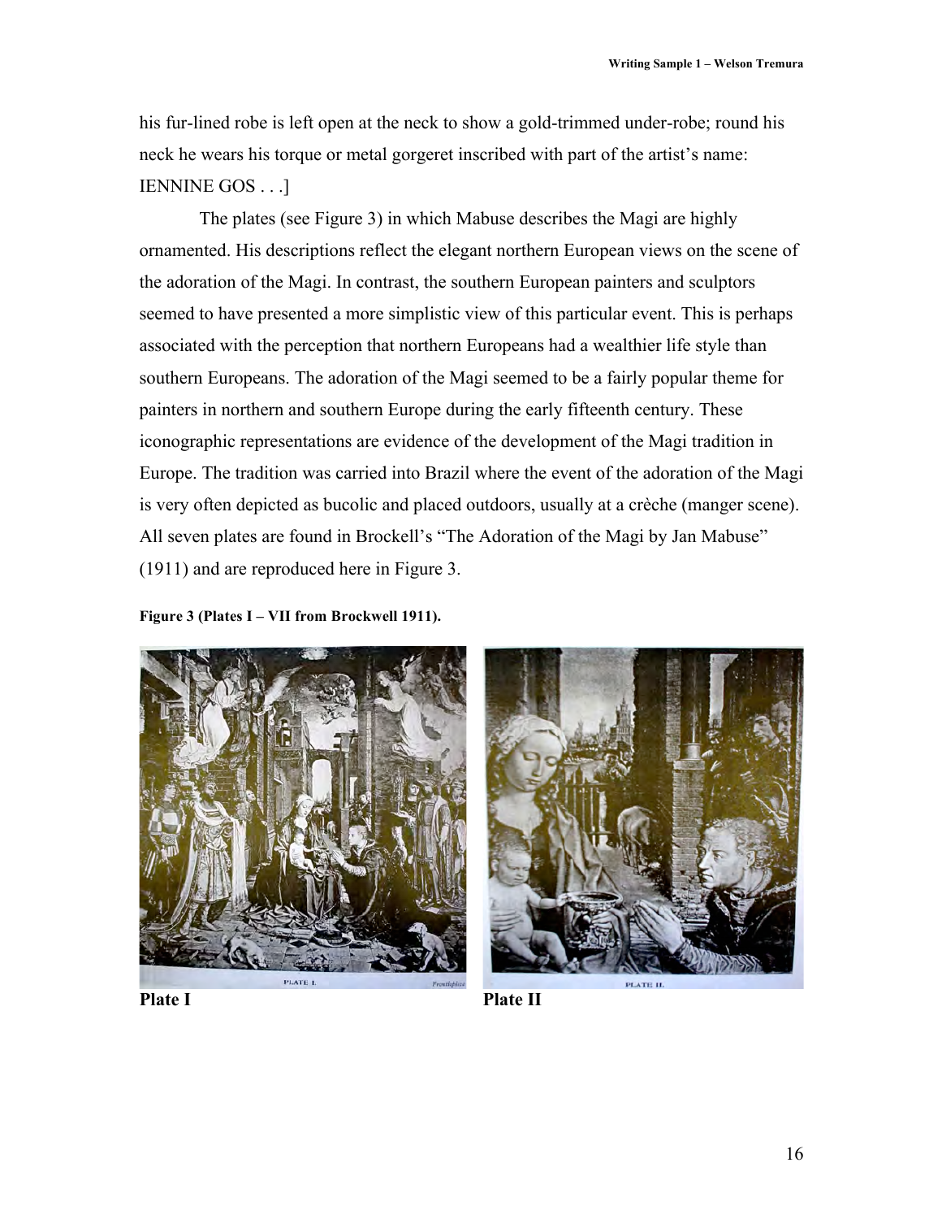his fur-lined robe is left open at the neck to show a gold-trimmed under-robe; round his neck he wears his torque or metal gorgeret inscribed with part of the artist's name: IENNINE GOS . . .]

The plates (see Figure 3) in which Mabuse describes the Magi are highly ornamented. His descriptions reflect the elegant northern European views on the scene of the adoration of the Magi. In contrast, the southern European painters and sculptors seemed to have presented a more simplistic view of this particular event. This is perhaps associated with the perception that northern Europeans had a wealthier life style than southern Europeans. The adoration of the Magi seemed to be a fairly popular theme for painters in northern and southern Europe during the early fifteenth century. These iconographic representations are evidence of the development of the Magi tradition in Europe. The tradition was carried into Brazil where the event of the adoration of the Magi is very often depicted as bucolic and placed outdoors, usually at a crèche (manger scene). All seven plates are found in Brockell's "The Adoration of the Magi by Jan Mabuse" (1911) and are reproduced here in Figure 3.

**Figure 3 (Plates I – VII from Brockwell 1911).**

**Plate I**

**Plate II**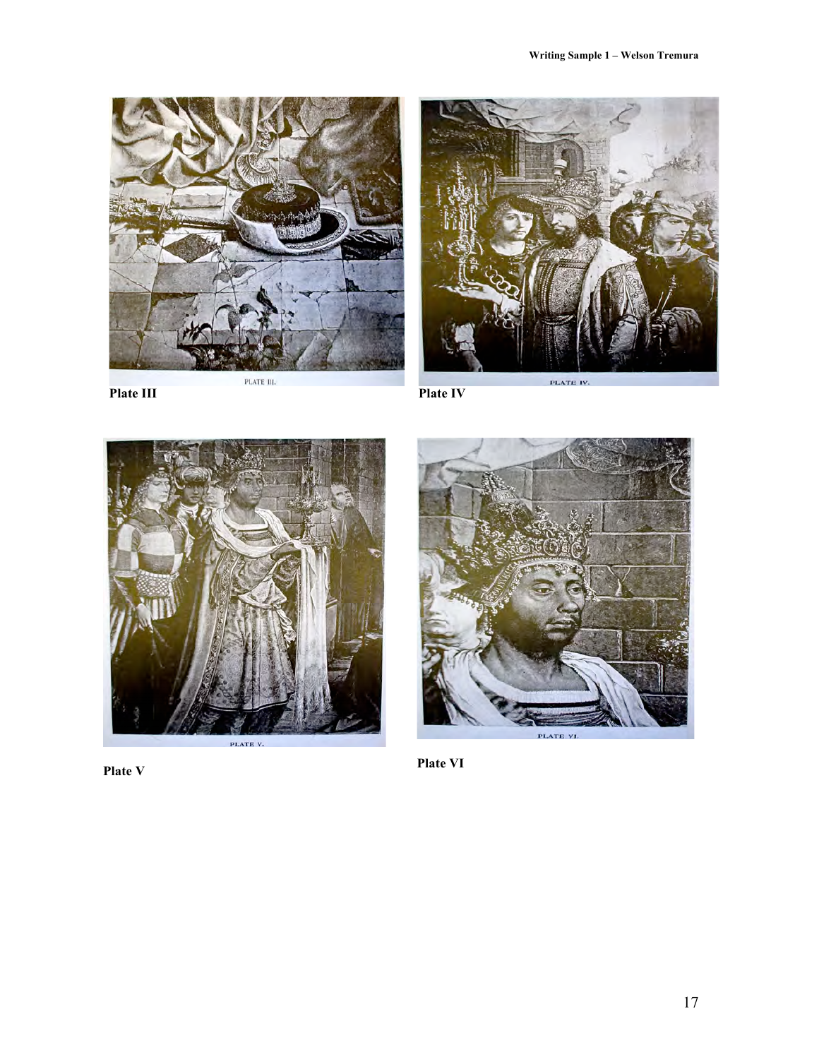Plate III

Plate IV

Plate V

Plate VI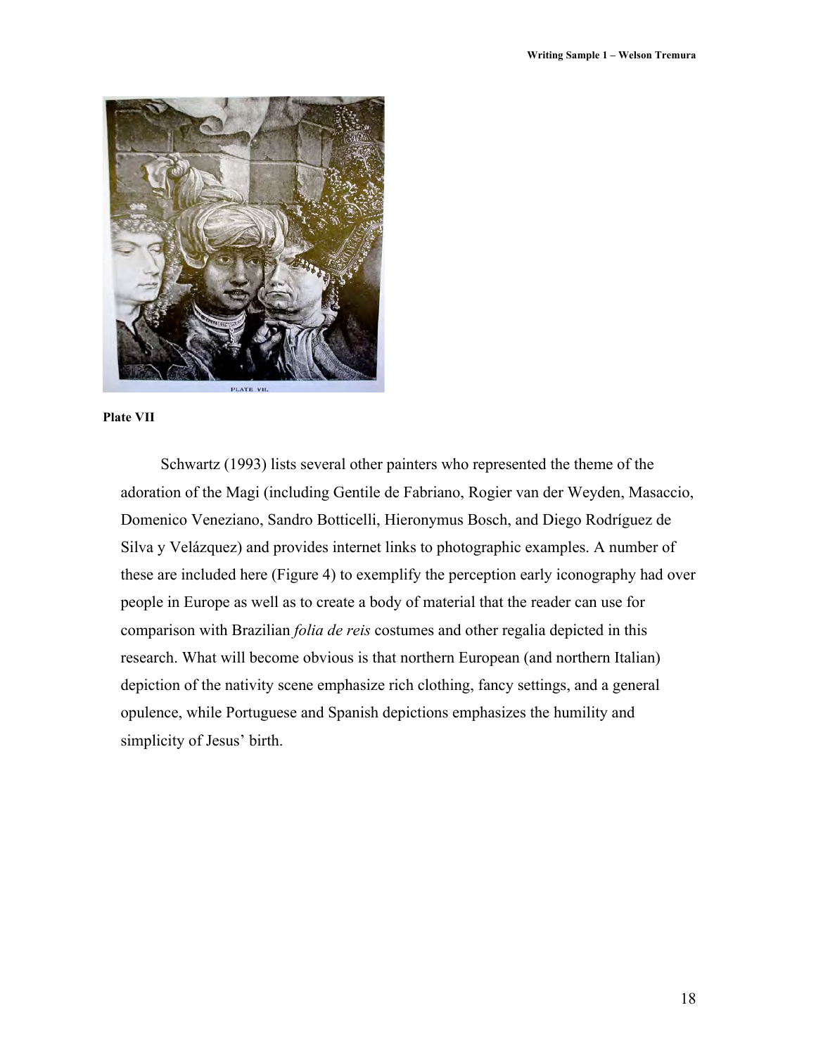**Plate VII**

Schwartz (1993) lists several other painters who represented the theme of the adoration of the Magi (including Gentile de Fabriano, Rogier van der Weyden, Masaccio, Domenico Veneziano, Sandro Botticelli, Hieronymus Bosch, and Diego Rodríguez de Silva y Velázquez) and provides internet links to photographic examples. A number of these are included here (Figure 4) to exemplify the perception early iconography had over people in Europe as well as to create a body of material that the reader can use for comparison with Brazilian *folia de reis* costumes and other regalia depicted in this research. What will become obvious is that northern European (and northern Italian) depiction of the nativity scene emphasize rich clothing, fancy settings, and a general opulence, while Portuguese and Spanish depictions emphasizes the humility and simplicity of Jesus' birth.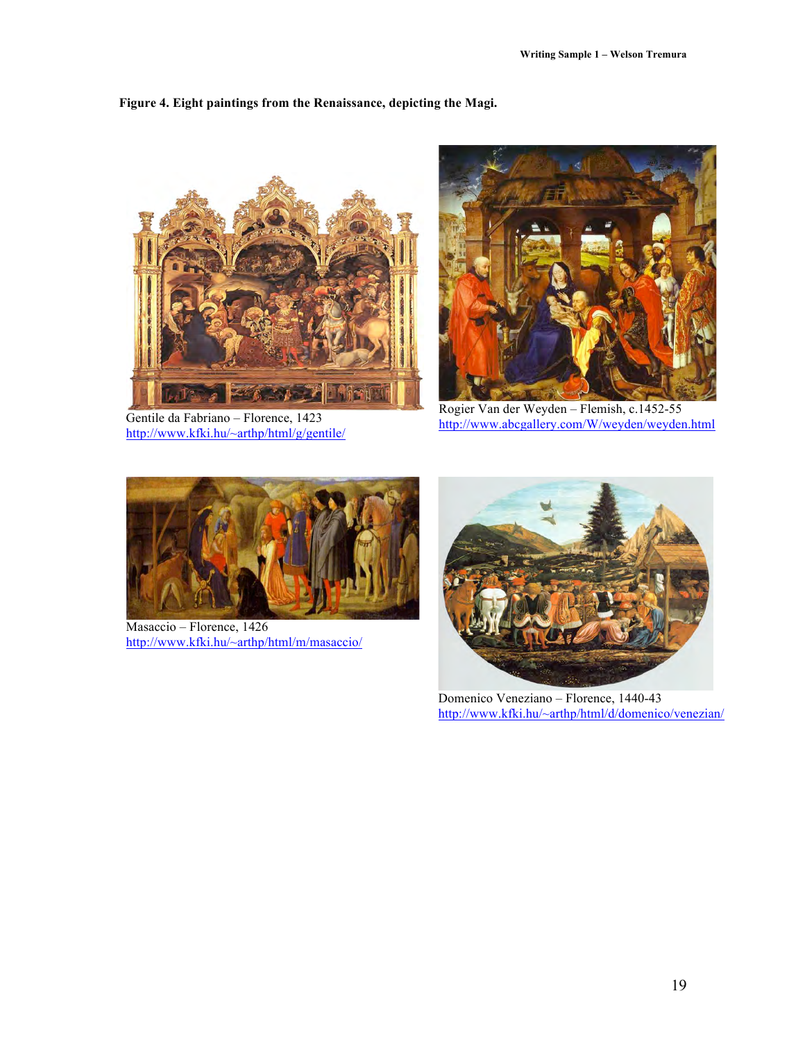**Figure 4. Eight paintings from the Renaissance, depicting the Magi.**

Gentile da Fabriano – Florence, 1423
http://www.kfki.hu/~arthp/html/g/gentile/

Rogier Van der Weyden – Flemish, c.1452-55
http://www.abcgallery.com/W/weyden/weyden.html

Masaccio – Florence, 1426
http://www.kfki.hu/~arthp/html/m/masaccio/

Domenico Veneziano – Florence, 1440-43
http://www.kfki.hu/~arthp/html/d/domenico/venezian/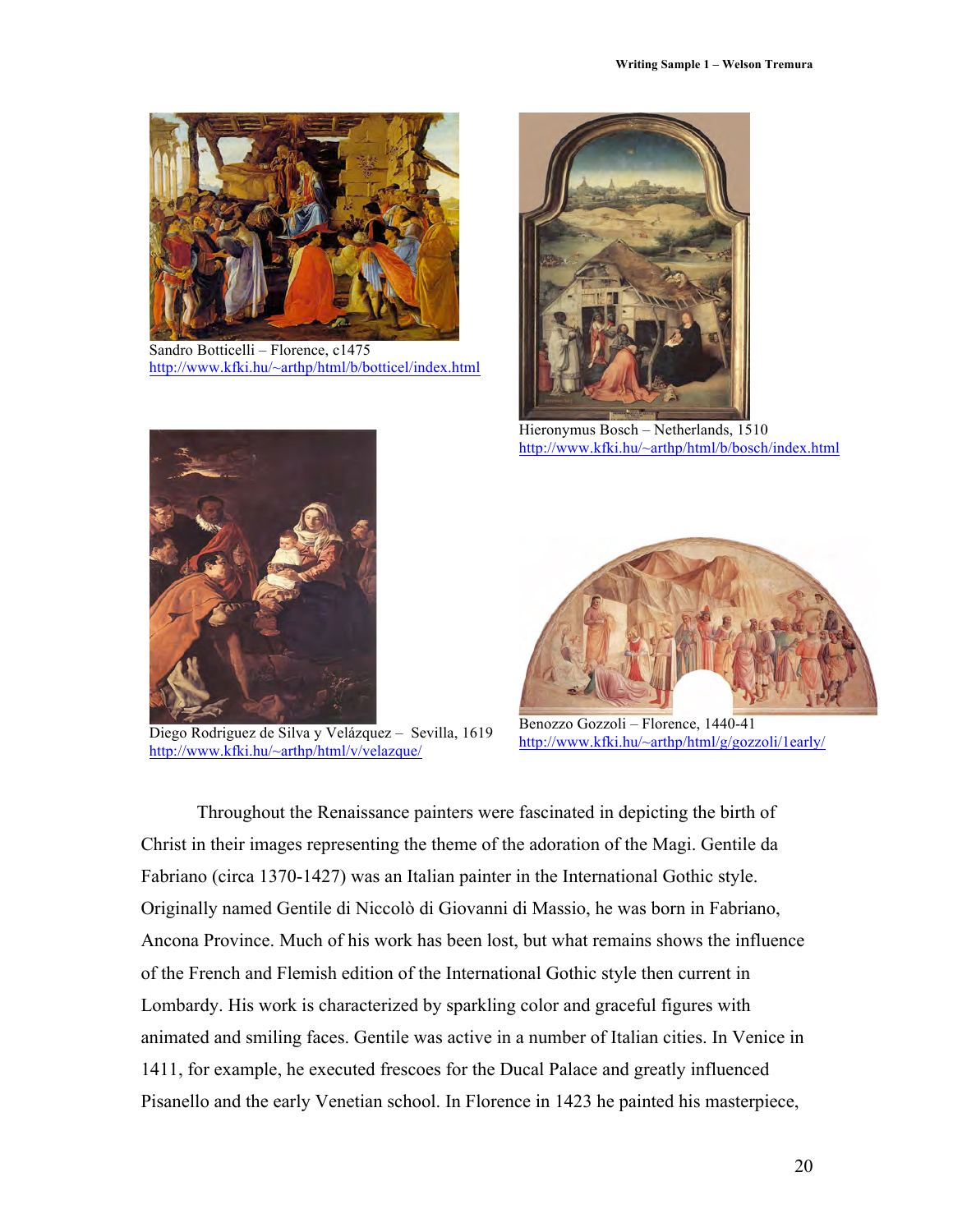Sandro Botticelli – Florence, c1475
http://www.kfki.hu/~arthp/html/b/botticel/index.html

Hieronymus Bosch – Netherlands, 1510
http://www.kfki.hu/~arthp/html/b/bosch/index.html

Diego Rodriguez de Silva y Velázquez – Sevilla, 1619
http://www.kfki.hu/~arthp/html/v/velazque/

Benozzo Gozzoli – Florence, 1440-41
http://www.kfki.hu/~arthp/html/g/gozzoli/1early/

Throughout the Renaissance painters were fascinated in depicting the birth of Christ in their images representing the theme of the adoration of the Magi. Gentile da Fabriano (circa 1370-1427) was an Italian painter in the International Gothic style. Originally named Gentile di Niccolò di Giovanni di Massio, he was born in Fabriano, Ancona Province. Much of his work has been lost, but what remains shows the influence of the French and Flemish edition of the International Gothic style then current in Lombardy. His work is characterized by sparkling color and graceful figures with animated and smiling faces. Gentile was active in a number of Italian cities. In Venice in 1411, for example, he executed frescoes for the Ducal Palace and greatly influenced Pisanello and the early Venetian school. In Florence in 1423 he painted his masterpiece,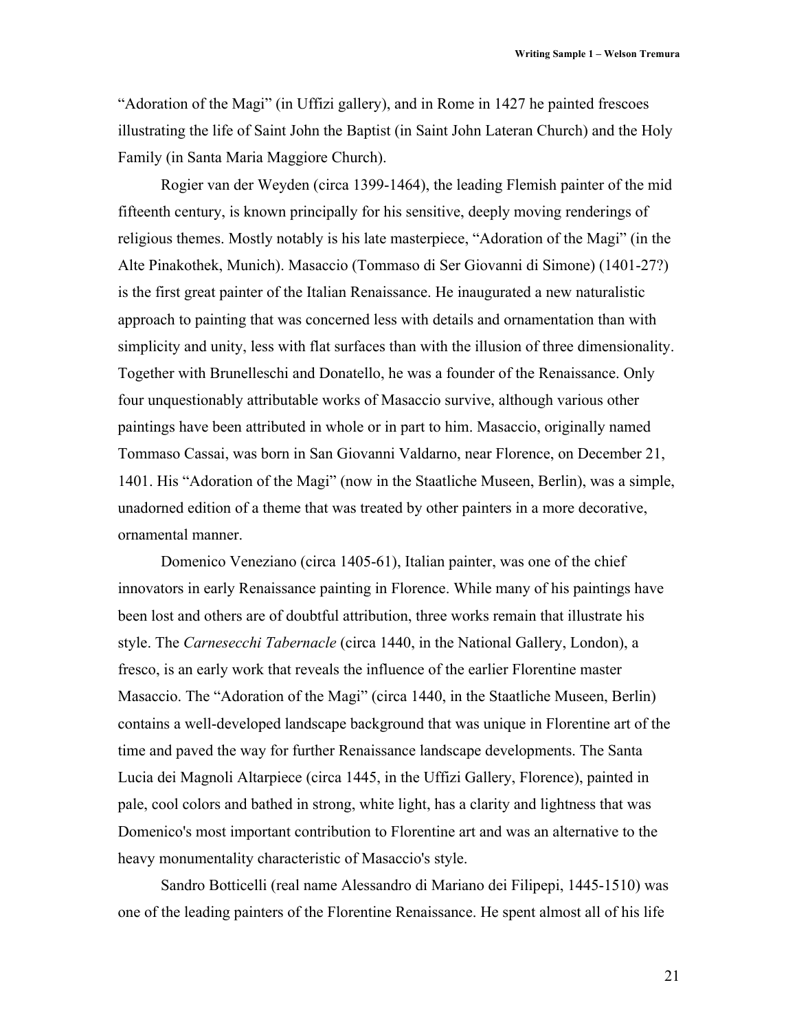"Adoration of the Magi" (in Uffizi gallery), and in Rome in 1427 he painted frescoes illustrating the life of Saint John the Baptist (in Saint John Lateran Church) and the Holy Family (in Santa Maria Maggiore Church).

Rogier van der Weyden (circa 1399-1464), the leading Flemish painter of the mid fifteenth century, is known principally for his sensitive, deeply moving renderings of religious themes. Mostly notably is his late masterpiece, "Adoration of the Magi" (in the Alte Pinakothek, Munich). Masaccio (Tommaso di Ser Giovanni di Simone) (1401-27?) is the first great painter of the Italian Renaissance. He inaugurated a new naturalistic approach to painting that was concerned less with details and ornamentation than with simplicity and unity, less with flat surfaces than with the illusion of three dimensionality. Together with Brunelleschi and Donatello, he was a founder of the Renaissance. Only four unquestionably attributable works of Masaccio survive, although various other paintings have been attributed in whole or in part to him. Masaccio, originally named Tommaso Cassai, was born in San Giovanni Valdarno, near Florence, on December 21, 1401. His "Adoration of the Magi" (now in the Staatliche Museen, Berlin), was a simple, unadorned edition of a theme that was treated by other painters in a more decorative, ornamental manner.

Domenico Veneziano (circa 1405-61), Italian painter, was one of the chief innovators in early Renaissance painting in Florence. While many of his paintings have been lost and others are of doubtful attribution, three works remain that illustrate his style. The *Carnesecchi Tabernacle* (circa 1440, in the National Gallery, London), a fresco, is an early work that reveals the influence of the earlier Florentine master Masaccio. The "Adoration of the Magi" (circa 1440, in the Staatliche Museen, Berlin) contains a well-developed landscape background that was unique in Florentine art of the time and paved the way for further Renaissance landscape developments. The Santa Lucia dei Magnoli Altarpiece (circa 1445, in the Uffizi Gallery, Florence), painted in pale, cool colors and bathed in strong, white light, has a clarity and lightness that was Domenico's most important contribution to Florentine art and was an alternative to the heavy monumentality characteristic of Masaccio's style.

Sandro Botticelli (real name Alessandro di Mariano dei Filipepi, 1445-1510) was one of the leading painters of the Florentine Renaissance. He spent almost all of his life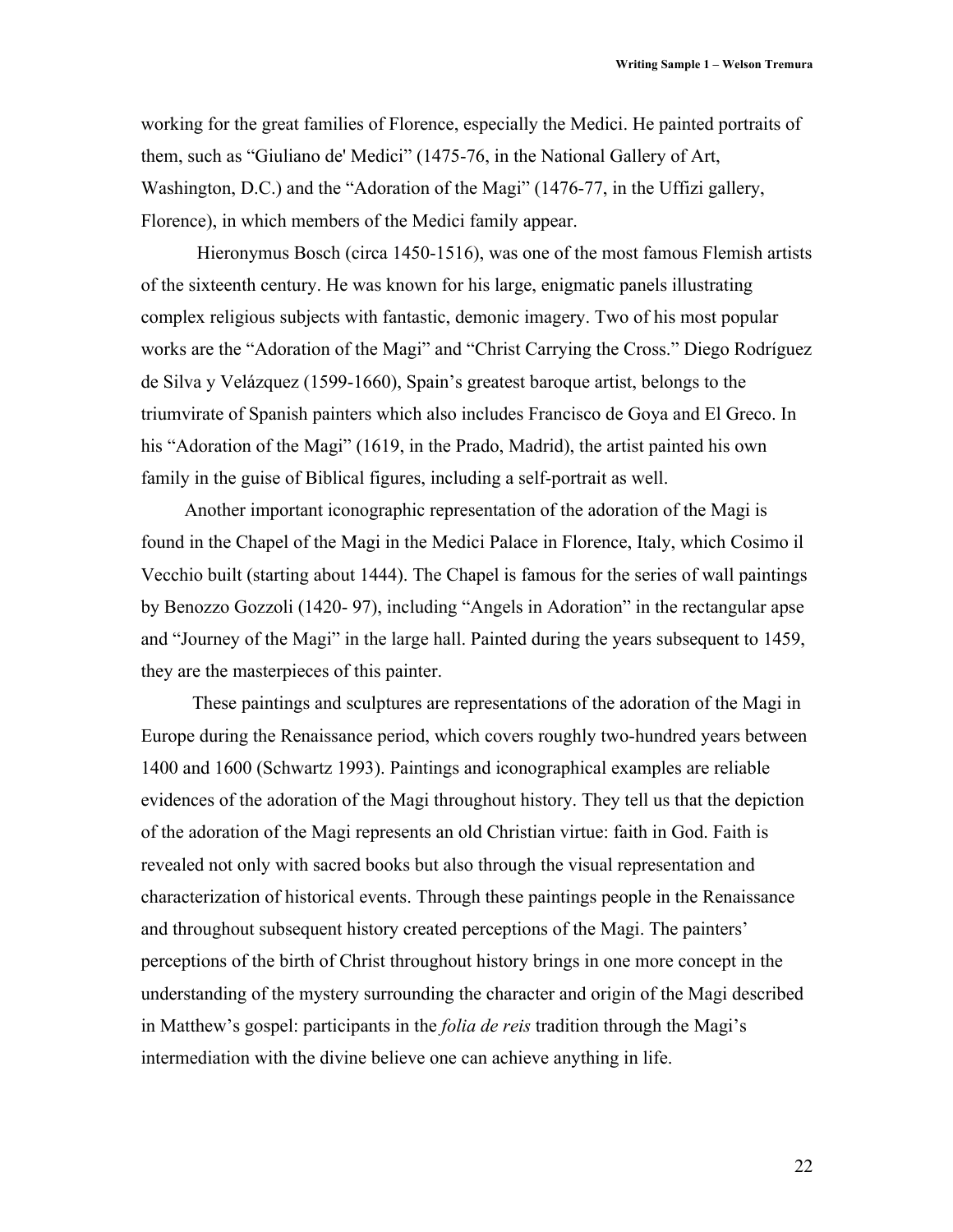working for the great families of Florence, especially the Medici. He painted portraits of them, such as "Giuliano de' Medici" (1475-76, in the National Gallery of Art, Washington, D.C.) and the "Adoration of the Magi" (1476-77, in the Uffizi gallery, Florence), in which members of the Medici family appear.

Hieronymus Bosch (circa 1450-1516), was one of the most famous Flemish artists of the sixteenth century. He was known for his large, enigmatic panels illustrating complex religious subjects with fantastic, demonic imagery. Two of his most popular works are the "Adoration of the Magi" and "Christ Carrying the Cross." Diego Rodríguez de Silva y Velázquez (1599-1660), Spain's greatest baroque artist, belongs to the triumvirate of Spanish painters which also includes Francisco de Goya and El Greco. In his "Adoration of the Magi" (1619, in the Prado, Madrid), the artist painted his own family in the guise of Biblical figures, including a self-portrait as well.

Another important iconographic representation of the adoration of the Magi is found in the Chapel of the Magi in the Medici Palace in Florence, Italy, which Cosimo il Vecchio built (starting about 1444). The Chapel is famous for the series of wall paintings by Benozzo Gozzoli (1420- 97), including "Angels in Adoration" in the rectangular apse and "Journey of the Magi" in the large hall. Painted during the years subsequent to 1459, they are the masterpieces of this painter.

These paintings and sculptures are representations of the adoration of the Magi in Europe during the Renaissance period, which covers roughly two-hundred years between 1400 and 1600 (Schwartz 1993). Paintings and iconographical examples are reliable evidences of the adoration of the Magi throughout history. They tell us that the depiction of the adoration of the Magi represents an old Christian virtue: faith in God. Faith is revealed not only with sacred books but also through the visual representation and characterization of historical events. Through these paintings people in the Renaissance and throughout subsequent history created perceptions of the Magi. The painters' perceptions of the birth of Christ throughout history brings in one more concept in the understanding of the mystery surrounding the character and origin of the Magi described in Matthew's gospel: participants in the *folia de reis* tradition through the Magi's intermediation with the divine believe one can achieve anything in life.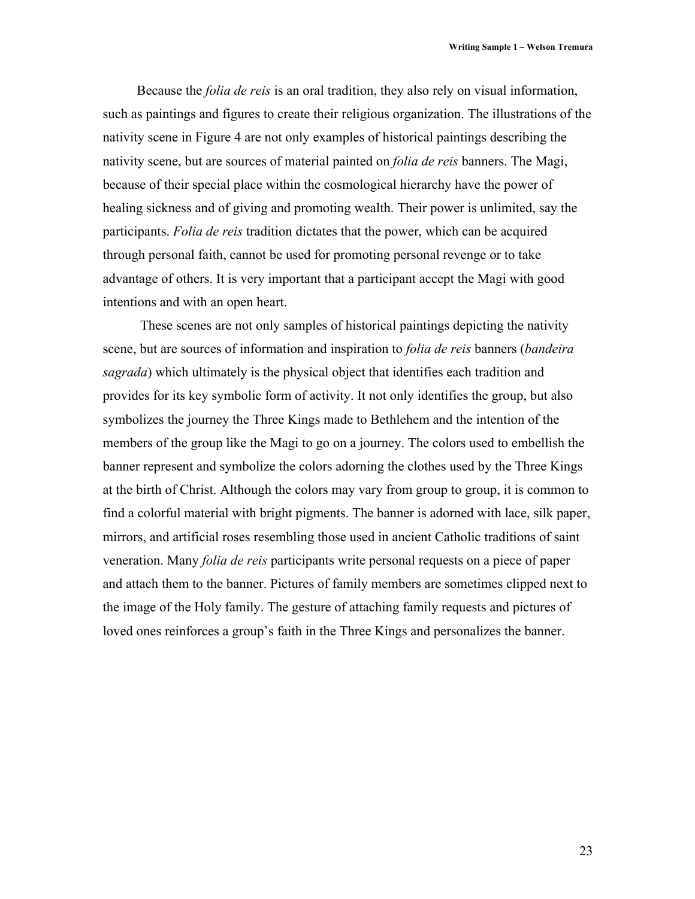Because the *folia de reis* is an oral tradition, they also rely on visual information, such as paintings and figures to create their religious organization. The illustrations of the nativity scene in Figure 4 are not only examples of historical paintings describing the nativity scene, but are sources of material painted on *folia de reis* banners. The Magi, because of their special place within the cosmological hierarchy have the power of healing sickness and of giving and promoting wealth. Their power is unlimited, say the participants. *Folia de reis* tradition dictates that the power, which can be acquired through personal faith, cannot be used for promoting personal revenge or to take advantage of others. It is very important that a participant accept the Magi with good intentions and with an open heart.

These scenes are not only samples of historical paintings depicting the nativity scene, but are sources of information and inspiration to *folia de reis* banners (*bandeira sagrada*) which ultimately is the physical object that identifies each tradition and provides for its key symbolic form of activity. It not only identifies the group, but also symbolizes the journey the Three Kings made to Bethlehem and the intention of the members of the group like the Magi to go on a journey. The colors used to embellish the banner represent and symbolize the colors adorning the clothes used by the Three Kings at the birth of Christ. Although the colors may vary from group to group, it is common to find a colorful material with bright pigments. The banner is adorned with lace, silk paper, mirrors, and artificial roses resembling those used in ancient Catholic traditions of saint veneration. Many *folia de reis* participants write personal requests on a piece of paper and attach them to the banner. Pictures of family members are sometimes clipped next to the image of the Holy family. The gesture of attaching family requests and pictures of loved ones reinforces a group's faith in the Three Kings and personalizes the banner.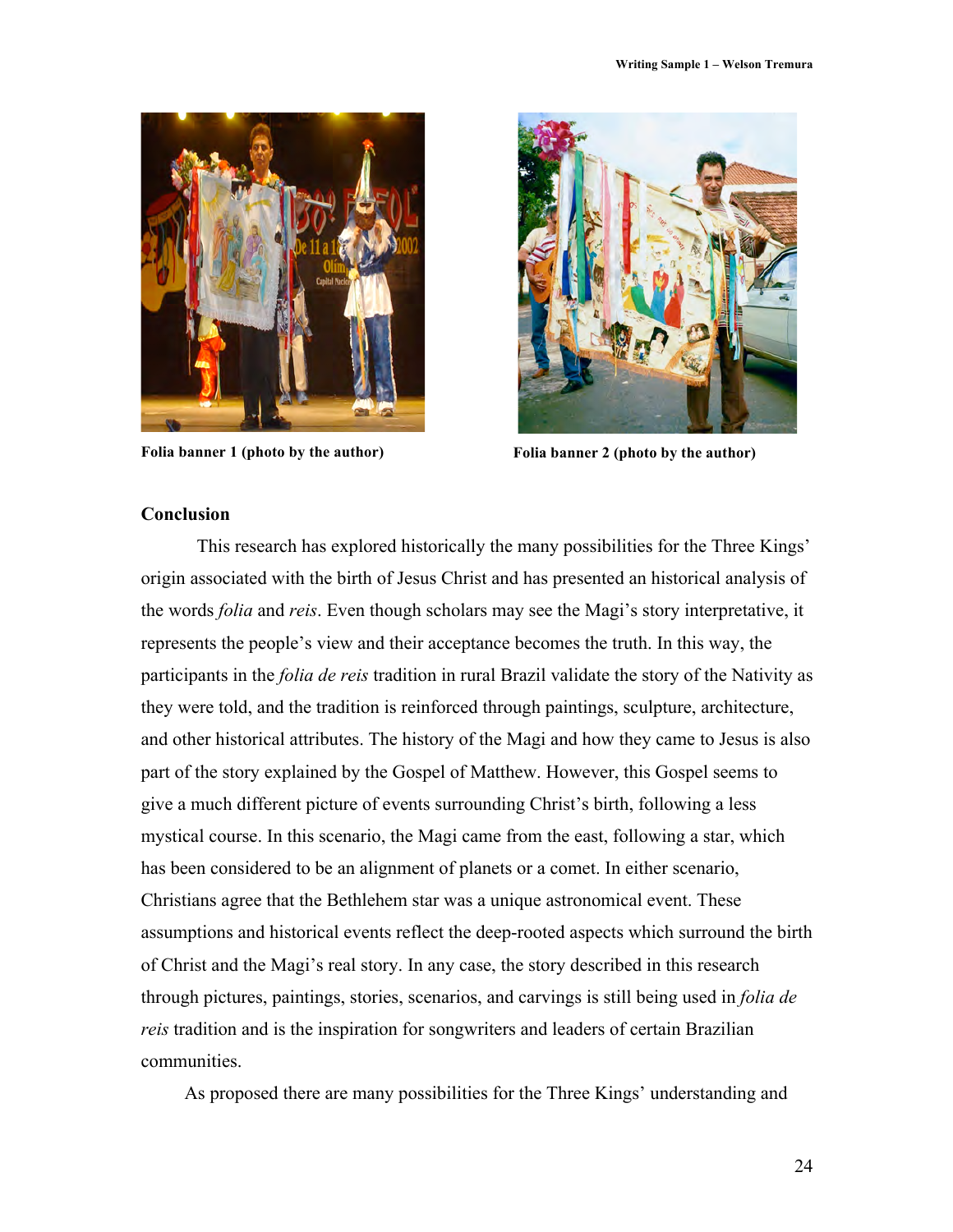Folia banner 1 (photo by the author)

Folia banner 2 (photo by the author)

**Conclusion**

This research has explored historically the many possibilities for the Three Kings' origin associated with the birth of Jesus Christ and has presented an historical analysis of the words *folia* and *reis*. Even though scholars may see the Magi's story interpretative, it represents the people's view and their acceptance becomes the truth. In this way, the participants in the *folia de reis* tradition in rural Brazil validate the story of the Nativity as they were told, and the tradition is reinforced through paintings, sculpture, architecture, and other historical attributes. The history of the Magi and how they came to Jesus is also part of the story explained by the Gospel of Matthew. However, this Gospel seems to give a much different picture of events surrounding Christ's birth, following a less mystical course. In this scenario, the Magi came from the east, following a star, which has been considered to be an alignment of planets or a comet. In either scenario, Christians agree that the Bethlehem star was a unique astronomical event. These assumptions and historical events reflect the deep-rooted aspects which surround the birth of Christ and the Magi's real story. In any case, the story described in this research through pictures, paintings, stories, scenarios, and carvings is still being used in *folia de reis* tradition and is the inspiration for songwriters and leaders of certain Brazilian communities.

As proposed there are many possibilities for the Three Kings' understanding and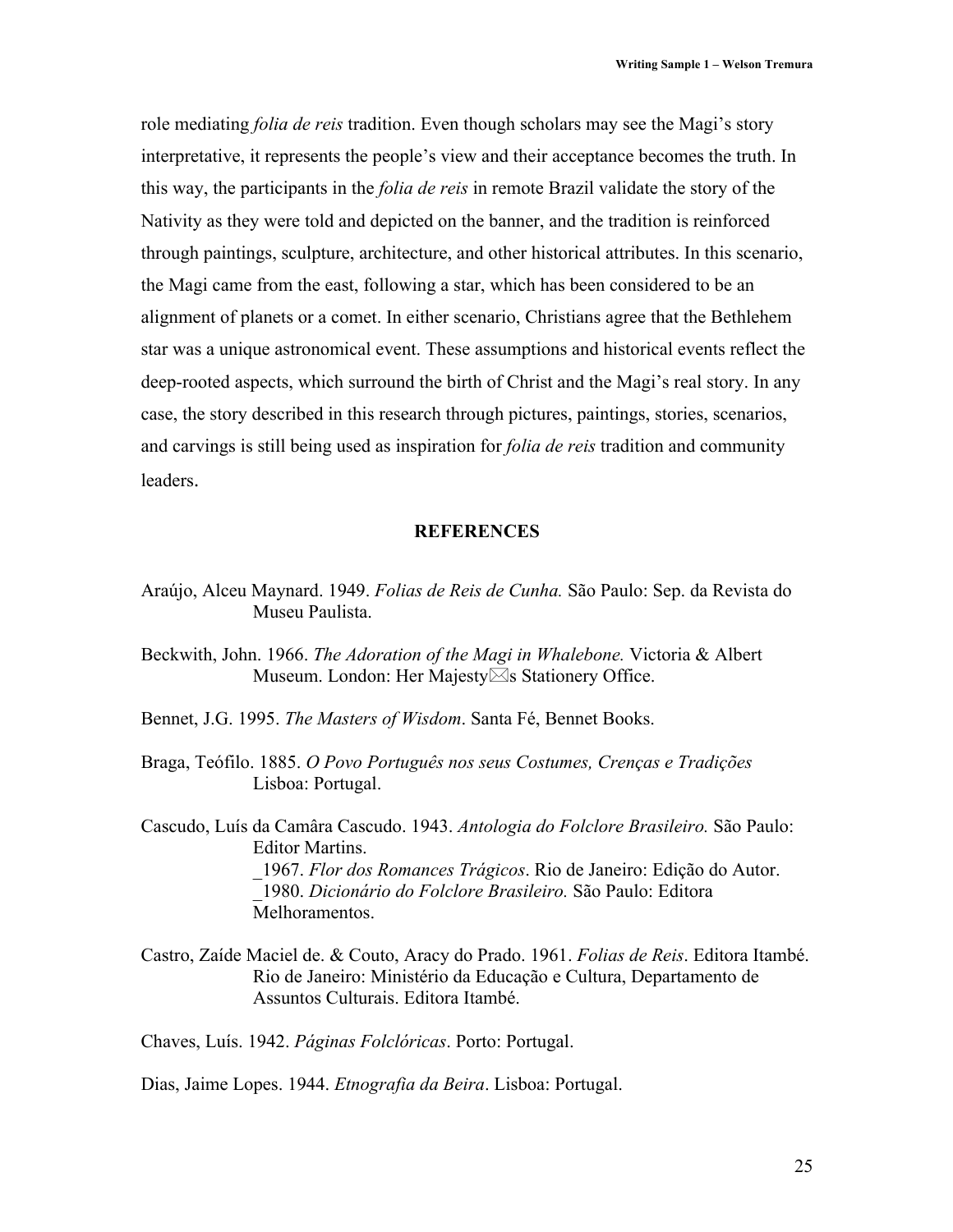role mediating *folia de reis* tradition. Even though scholars may see the Magi's story interpretative, it represents the people's view and their acceptance becomes the truth. In this way, the participants in the *folia de reis* in remote Brazil validate the story of the Nativity as they were told and depicted on the banner, and the tradition is reinforced through paintings, sculpture, architecture, and other historical attributes. In this scenario, the Magi came from the east, following a star, which has been considered to be an alignment of planets or a comet. In either scenario, Christians agree that the Bethlehem star was a unique astronomical event. These assumptions and historical events reflect the deep-rooted aspects, which surround the birth of Christ and the Magi's real story. In any case, the story described in this research through pictures, paintings, stories, scenarios, and carvings is still being used as inspiration for *folia de reis* tradition and community leaders.

## REFERENCES

Araújo, Alceu Maynard. 1949. *Folias de Reis de Cunha.* São Paulo: Sep. da Revista do Museu Paulista.

Beckwith, John. 1966. *The Adoration of the Magi in Whalebone.* Victoria & Albert Museum. London: Her Majesty⊠s Stationery Office.

Bennet, J.G. 1995. *The Masters of Wisdom*. Santa Fé, Bennet Books.

Braga, Teófilo. 1885. *O Povo Português nos seus Costumes, Crenças e Tradições* Lisboa: Portugal.

Cascudo, Luís da Camâra Cascudo. 1943. *Antologia do Folclore Brasileiro.* São Paulo: Editor Martins.
_1967. *Flor dos Romances Trágicos*. Rio de Janeiro: Edição do Autor.
_1980. *Dicionário do Folclore Brasileiro.* São Paulo: Editora Melhoramentos.

Castro, Zaíde Maciel de. & Couto, Aracy do Prado. 1961. *Folias de Reis*. Editora Itambé. Rio de Janeiro: Ministério da Educação e Cultura, Departamento de Assuntos Culturais. Editora Itambé.

Chaves, Luís. 1942. *Páginas Folclóricas*. Porto: Portugal.

Dias, Jaime Lopes. 1944. *Etnografia da Beira*. Lisboa: Portugal.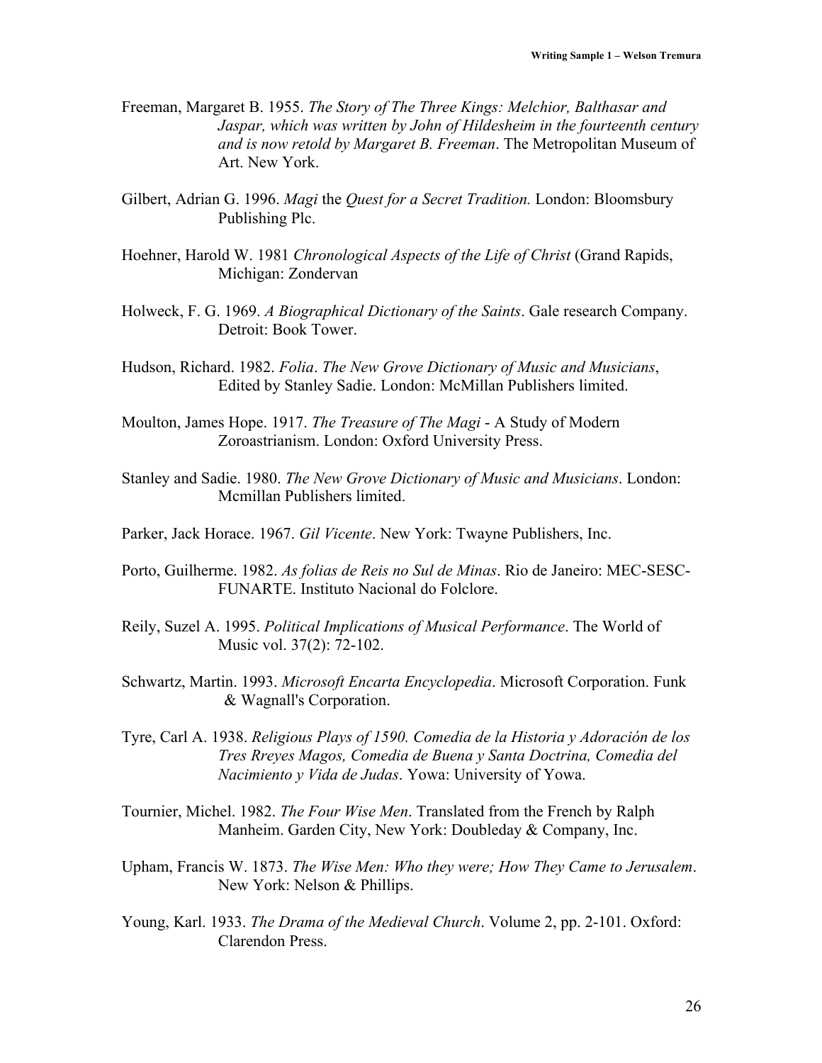Freeman, Margaret B. 1955. *The Story of The Three Kings: Melchior, Balthasar and Jaspar, which was written by John of Hildesheim in the fourteenth century and is now retold by Margaret B. Freeman*. The Metropolitan Museum of Art. New York.

Gilbert, Adrian G. 1996. *Magi* the *Quest for a Secret Tradition.* London: Bloomsbury Publishing Plc.

Hoehner, Harold W. 1981 *Chronological Aspects of the Life of Christ* (Grand Rapids, Michigan: Zondervan

Holweck, F. G. 1969. *A Biographical Dictionary of the Saints*. Gale research Company. Detroit: Book Tower.

Hudson, Richard. 1982. *Folia*. *The New Grove Dictionary of Music and Musicians*, Edited by Stanley Sadie. London: McMillan Publishers limited.

Moulton, James Hope. 1917. *The Treasure of The Magi* - A Study of Modern Zoroastrianism. London: Oxford University Press.

Stanley and Sadie. 1980. *The New Grove Dictionary of Music and Musicians*. London: Mcmillan Publishers limited.

Parker, Jack Horace. 1967. *Gil Vicente*. New York: Twayne Publishers, Inc.

Porto, Guilherme. 1982. *As folias de Reis no Sul de Minas*. Rio de Janeiro: MEC-SESC-FUNARTE. Instituto Nacional do Folclore.

Reily, Suzel A. 1995. *Political Implications of Musical Performance*. The World of Music vol. 37(2): 72-102.

Schwartz, Martin. 1993. *Microsoft Encarta Encyclopedia*. Microsoft Corporation. Funk & Wagnall's Corporation.

Tyre, Carl A. 1938. *Religious Plays of 1590. Comedia de la Historia y Adoración de los Tres Rreyes Magos, Comedia de Buena y Santa Doctrina, Comedia del Nacimiento y Vida de Judas*. Yowa: University of Yowa.

Tournier, Michel. 1982. *The Four Wise Men*. Translated from the French by Ralph Manheim. Garden City, New York: Doubleday & Company, Inc.

Upham, Francis W. 1873. *The Wise Men: Who they were; How They Came to Jerusalem*. New York: Nelson & Phillips.

Young, Karl. 1933. *The Drama of the Medieval Church*. Volume 2, pp. 2-101. Oxford: Clarendon Press.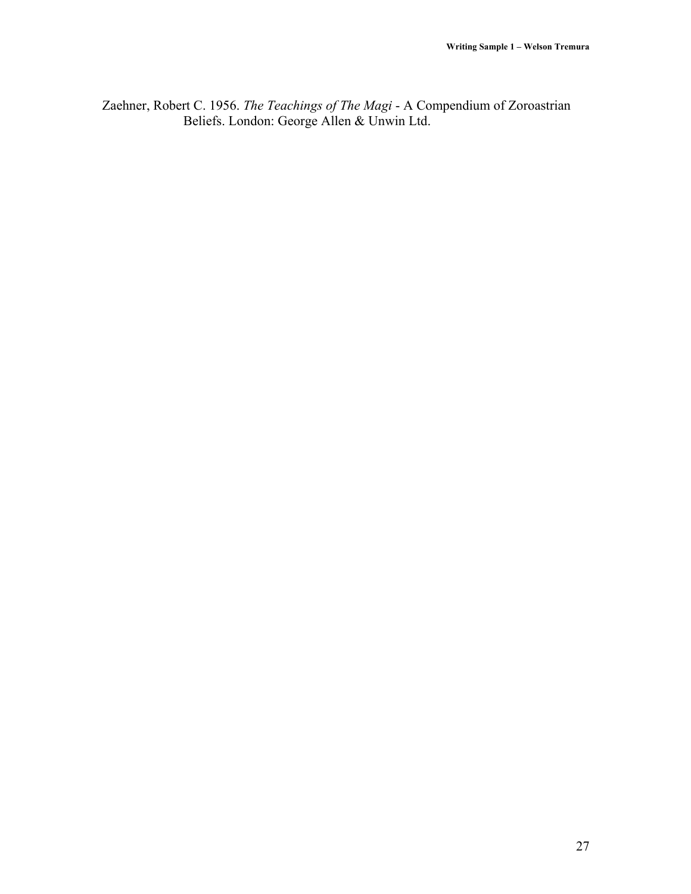Zaehner, Robert C. 1956. *The Teachings of The Magi* - A Compendium of Zoroastrian Beliefs. London: George Allen & Unwin Ltd.